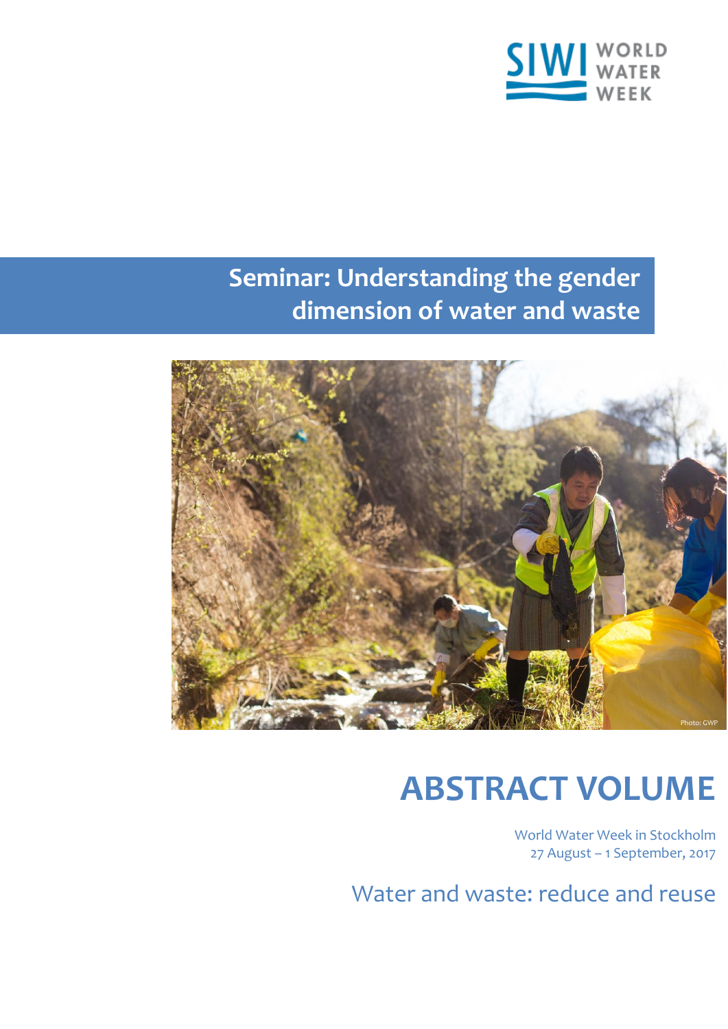SIWI WORLD WATER WEEK

# Seminar: Understanding the gender dimension of water and waste

Photo: GWP

# ABSTRACT VOLUME

World Water Week in Stockholm
27 August – 1 September, 2017

Water and waste: reduce and reuse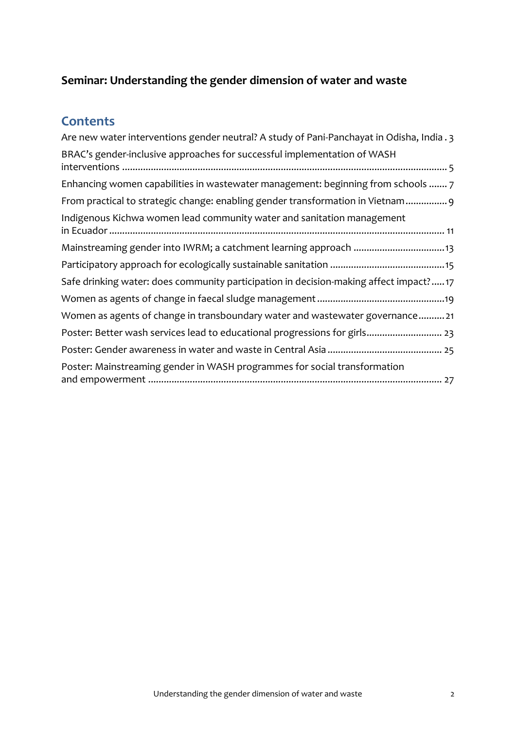**Seminar: Understanding the gender dimension of water and waste**

## Contents

Are new water interventions gender neutral? A study of Pani-Panchayat in Odisha, India . 3

BRAC's gender-inclusive approaches for successful implementation of WASH interventions ... 5

Enhancing women capabilities in wastewater management: beginning from schools ... 7

From practical to strategic change: enabling gender transformation in Vietnam ... 9

Indigenous Kichwa women lead community water and sanitation management in Ecuador ... 11

Mainstreaming gender into IWRM; a catchment learning approach ... 13

Participatory approach for ecologically sustainable sanitation ... 15

Safe drinking water: does community participation in decision-making affect impact? ... 17

Women as agents of change in faecal sludge management ... 19

Women as agents of change in transboundary water and wastewater governance ... 21

Poster: Better wash services lead to educational progressions for girls ... 23

Poster: Gender awareness in water and waste in Central Asia ... 25

Poster: Mainstreaming gender in WASH programmes for social transformation and empowerment ... 27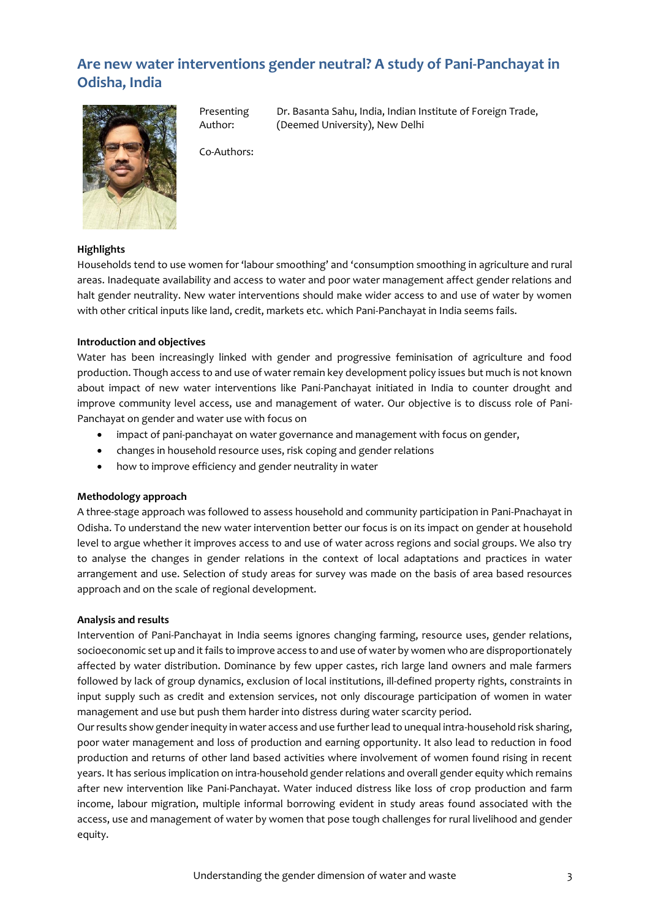## Are new water interventions gender neutral? A study of Pani-Panchayat in Odisha, India

Presenting Author: Dr. Basanta Sahu, India, Indian Institute of Foreign Trade, (Deemed University), New Delhi

Co-Authors:

**Highlights**

Households tend to use women for 'labour smoothing' and 'consumption smoothing in agriculture and rural areas. Inadequate availability and access to water and poor water management affect gender relations and halt gender neutrality. New water interventions should make wider access to and use of water by women with other critical inputs like land, credit, markets etc. which Pani-Panchayat in India seems fails.

**Introduction and objectives**

Water has been increasingly linked with gender and progressive feminisation of agriculture and food production. Though access to and use of water remain key development policy issues but much is not known about impact of new water interventions like Pani-Panchayat initiated in India to counter drought and improve community level access, use and management of water. Our objective is to discuss role of Pani-Panchayat on gender and water use with focus on

- impact of pani-panchayat on water governance and management with focus on gender,
- changes in household resource uses, risk coping and gender relations
- how to improve efficiency and gender neutrality in water

**Methodology approach**

A three-stage approach was followed to assess household and community participation in Pani-Pnachayat in Odisha. To understand the new water intervention better our focus is on its impact on gender at household level to argue whether it improves access to and use of water across regions and social groups. We also try to analyse the changes in gender relations in the context of local adaptations and practices in water arrangement and use. Selection of study areas for survey was made on the basis of area based resources approach and on the scale of regional development.

**Analysis and results**

Intervention of Pani-Panchayat in India seems ignores changing farming, resource uses, gender relations, socioeconomic set up and it fails to improve access to and use of water by women who are disproportionately affected by water distribution. Dominance by few upper castes, rich large land owners and male farmers followed by lack of group dynamics, exclusion of local institutions, ill-defined property rights, constraints in input supply such as credit and extension services, not only discourage participation of women in water management and use but push them harder into distress during water scarcity period.

Our results show gender inequity in water access and use further lead to unequal intra-household risk sharing, poor water management and loss of production and earning opportunity. It also lead to reduction in food production and returns of other land based activities where involvement of women found rising in recent years. It has serious implication on intra-household gender relations and overall gender equity which remains after new intervention like Pani-Panchayat. Water induced distress like loss of crop production and farm income, labour migration, multiple informal borrowing evident in study areas found associated with the access, use and management of water by women that pose tough challenges for rural livelihood and gender equity.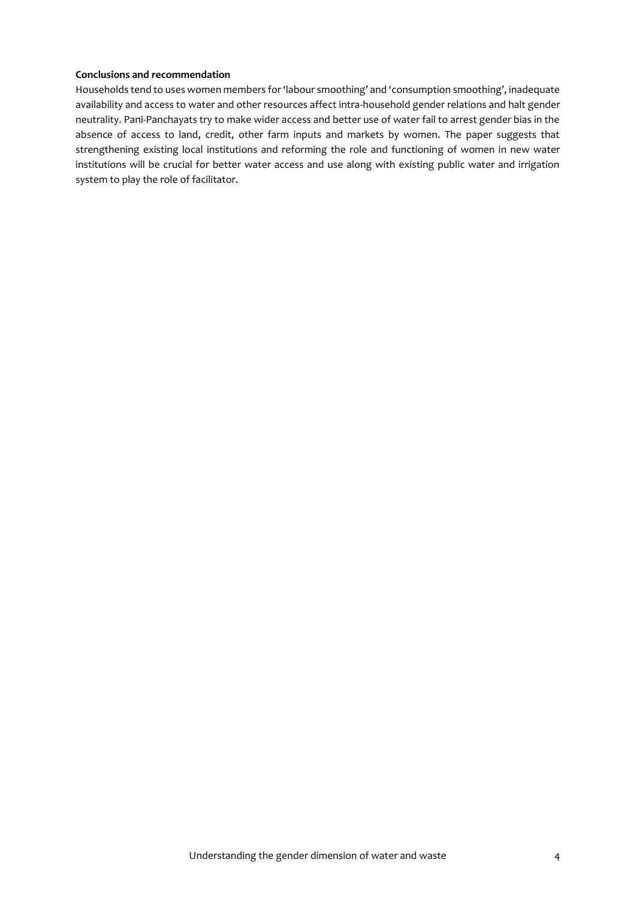**Conclusions and recommendation**

Households tend to uses women members for 'labour smoothing' and 'consumption smoothing', inadequate availability and access to water and other resources affect intra-household gender relations and halt gender neutrality. Pani-Panchayats try to make wider access and better use of water fail to arrest gender bias in the absence of access to land, credit, other farm inputs and markets by women. The paper suggests that strengthening existing local institutions and reforming the role and functioning of women in new water institutions will be crucial for better water access and use along with existing public water and irrigation system to play the role of facilitator.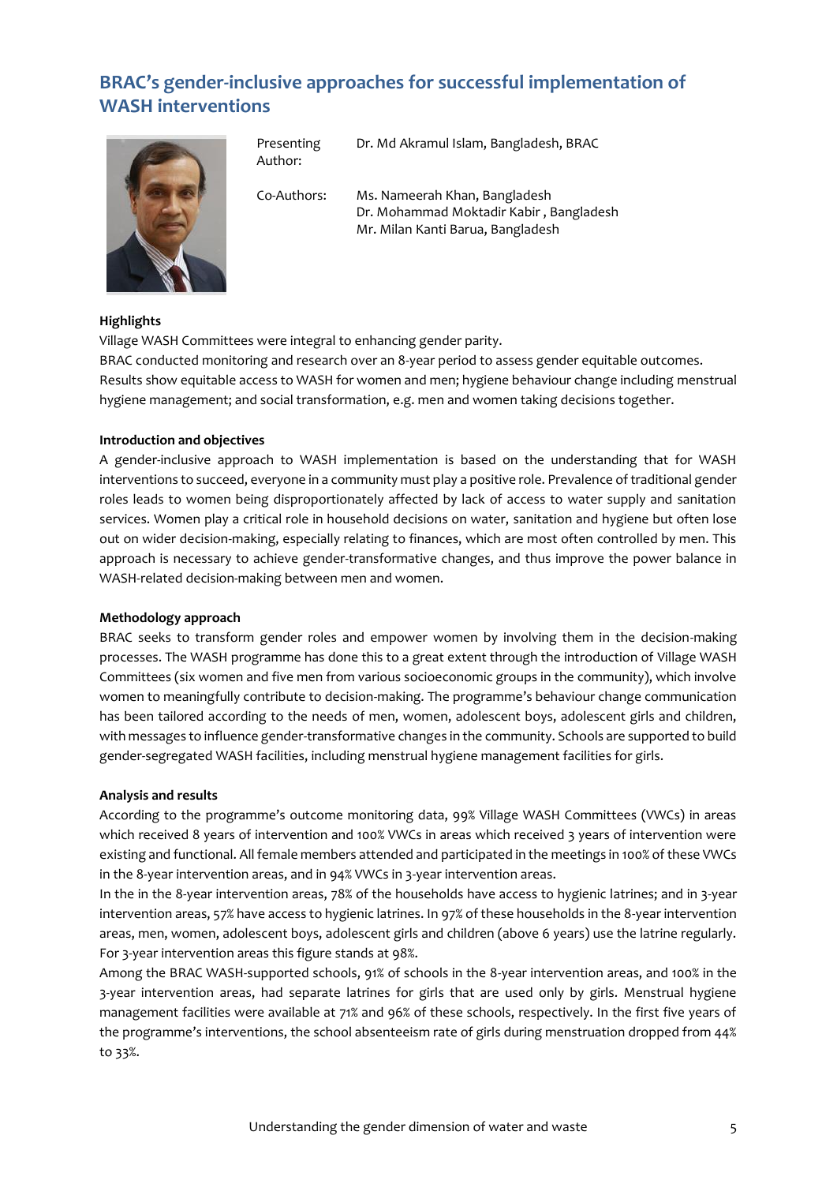## BRAC's gender-inclusive approaches for successful implementation of WASH interventions

Presenting Author: Dr. Md Akramul Islam, Bangladesh, BRAC

Co-Authors: Ms. Nameerah Khan, Bangladesh
Dr. Mohammad Moktadir Kabir , Bangladesh
Mr. Milan Kanti Barua, Bangladesh

**Highlights**

Village WASH Committees were integral to enhancing gender parity.
BRAC conducted monitoring and research over an 8-year period to assess gender equitable outcomes.
Results show equitable access to WASH for women and men; hygiene behaviour change including menstrual hygiene management; and social transformation, e.g. men and women taking decisions together.

**Introduction and objectives**

A gender-inclusive approach to WASH implementation is based on the understanding that for WASH interventions to succeed, everyone in a community must play a positive role. Prevalence of traditional gender roles leads to women being disproportionately affected by lack of access to water supply and sanitation services. Women play a critical role in household decisions on water, sanitation and hygiene but often lose out on wider decision-making, especially relating to finances, which are most often controlled by men. This approach is necessary to achieve gender-transformative changes, and thus improve the power balance in WASH-related decision-making between men and women.

**Methodology approach**

BRAC seeks to transform gender roles and empower women by involving them in the decision-making processes. The WASH programme has done this to a great extent through the introduction of Village WASH Committees (six women and five men from various socioeconomic groups in the community), which involve women to meaningfully contribute to decision-making. The programme's behaviour change communication has been tailored according to the needs of men, women, adolescent boys, adolescent girls and children, with messages to influence gender-transformative changes in the community. Schools are supported to build gender-segregated WASH facilities, including menstrual hygiene management facilities for girls.

**Analysis and results**

According to the programme's outcome monitoring data, 99% Village WASH Committees (VWCs) in areas which received 8 years of intervention and 100% VWCs in areas which received 3 years of intervention were existing and functional. All female members attended and participated in the meetings in 100% of these VWCs in the 8-year intervention areas, and in 94% VWCs in 3-year intervention areas.

In the in the 8-year intervention areas, 78% of the households have access to hygienic latrines; and in 3-year intervention areas, 57% have access to hygienic latrines. In 97% of these households in the 8-year intervention areas, men, women, adolescent boys, adolescent girls and children (above 6 years) use the latrine regularly. For 3-year intervention areas this figure stands at 98%.

Among the BRAC WASH-supported schools, 91% of schools in the 8-year intervention areas, and 100% in the 3-year intervention areas, had separate latrines for girls that are used only by girls. Menstrual hygiene management facilities were available at 71% and 96% of these schools, respectively. In the first five years of the programme's interventions, the school absenteeism rate of girls during menstruation dropped from 44% to 33%.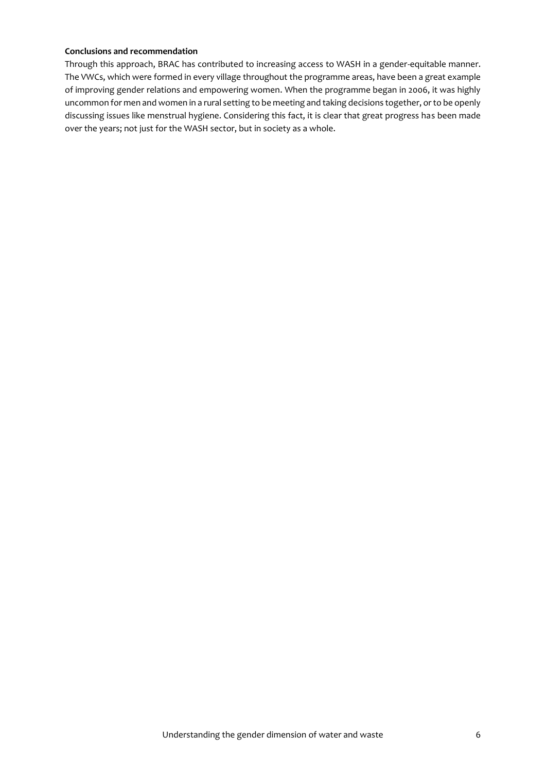**Conclusions and recommendation**

Through this approach, BRAC has contributed to increasing access to WASH in a gender-equitable manner. The VWCs, which were formed in every village throughout the programme areas, have been a great example of improving gender relations and empowering women. When the programme began in 2006, it was highly uncommon for men and women in a rural setting to be meeting and taking decisions together, or to be openly discussing issues like menstrual hygiene. Considering this fact, it is clear that great progress has been made over the years; not just for the WASH sector, but in society as a whole.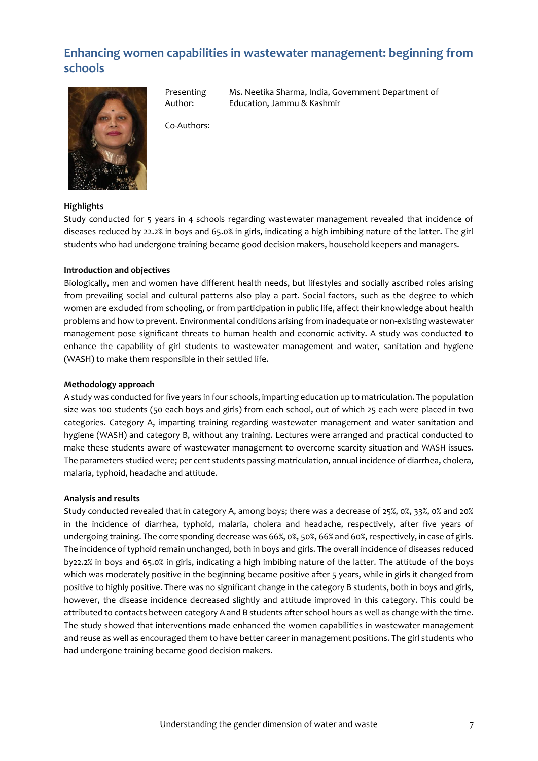## Enhancing women capabilities in wastewater management: beginning from schools

Presenting Author: Ms. Neetika Sharma, India, Government Department of Education, Jammu & Kashmir

Co-Authors:

**Highlights**

Study conducted for 5 years in 4 schools regarding wastewater management revealed that incidence of diseases reduced by 22.2% in boys and 65.0% in girls, indicating a high imbibing nature of the latter. The girl students who had undergone training became good decision makers, household keepers and managers.

**Introduction and objectives**

Biologically, men and women have different health needs, but lifestyles and socially ascribed roles arising from prevailing social and cultural patterns also play a part. Social factors, such as the degree to which women are excluded from schooling, or from participation in public life, affect their knowledge about health problems and how to prevent. Environmental conditions arising from inadequate or non-existing wastewater management pose significant threats to human health and economic activity. A study was conducted to enhance the capability of girl students to wastewater management and water, sanitation and hygiene (WASH) to make them responsible in their settled life.

**Methodology approach**

A study was conducted for five years in four schools, imparting education up to matriculation. The population size was 100 students (50 each boys and girls) from each school, out of which 25 each were placed in two categories. Category A, imparting training regarding wastewater management and water sanitation and hygiene (WASH) and category B, without any training. Lectures were arranged and practical conducted to make these students aware of wastewater management to overcome scarcity situation and WASH issues. The parameters studied were; per cent students passing matriculation, annual incidence of diarrhea, cholera, malaria, typhoid, headache and attitude.

**Analysis and results**

Study conducted revealed that in category A, among boys; there was a decrease of 25%, 0%, 33%, 0% and 20% in the incidence of diarrhea, typhoid, malaria, cholera and headache, respectively, after five years of undergoing training. The corresponding decrease was 66%, 0%, 50%, 66% and 60%, respectively, in case of girls. The incidence of typhoid remain unchanged, both in boys and girls. The overall incidence of diseases reduced by22.2% in boys and 65.0% in girls, indicating a high imbibing nature of the latter. The attitude of the boys which was moderately positive in the beginning became positive after 5 years, while in girls it changed from positive to highly positive. There was no significant change in the category B students, both in boys and girls, however, the disease incidence decreased slightly and attitude improved in this category. This could be attributed to contacts between category A and B students after school hours as well as change with the time. The study showed that interventions made enhanced the women capabilities in wastewater management and reuse as well as encouraged them to have better career in management positions. The girl students who had undergone training became good decision makers.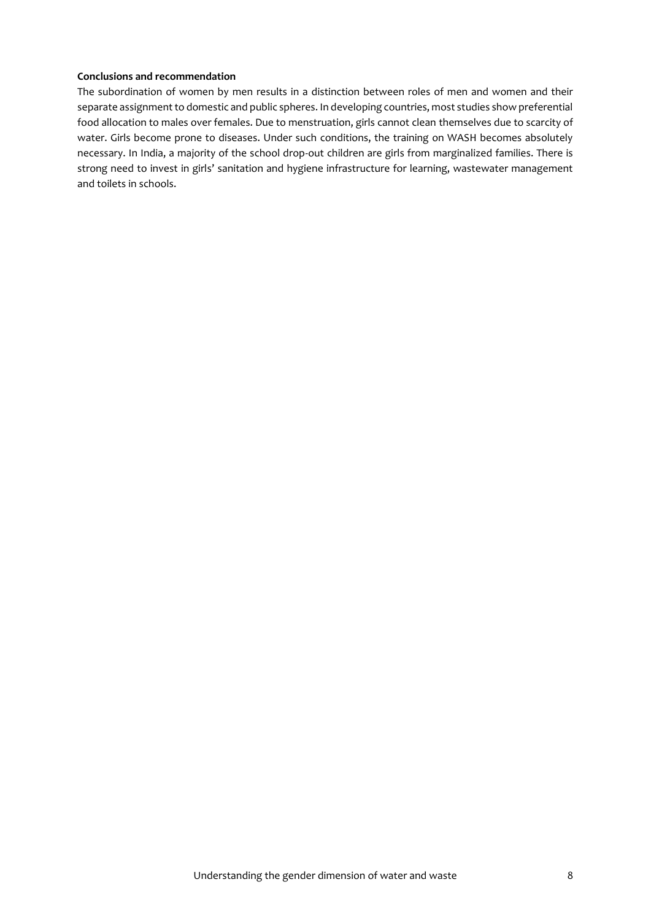**Conclusions and recommendation**

The subordination of women by men results in a distinction between roles of men and women and their separate assignment to domestic and public spheres. In developing countries, most studies show preferential food allocation to males over females. Due to menstruation, girls cannot clean themselves due to scarcity of water. Girls become prone to diseases. Under such conditions, the training on WASH becomes absolutely necessary. In India, a majority of the school drop-out children are girls from marginalized families. There is strong need to invest in girls' sanitation and hygiene infrastructure for learning, wastewater management and toilets in schools.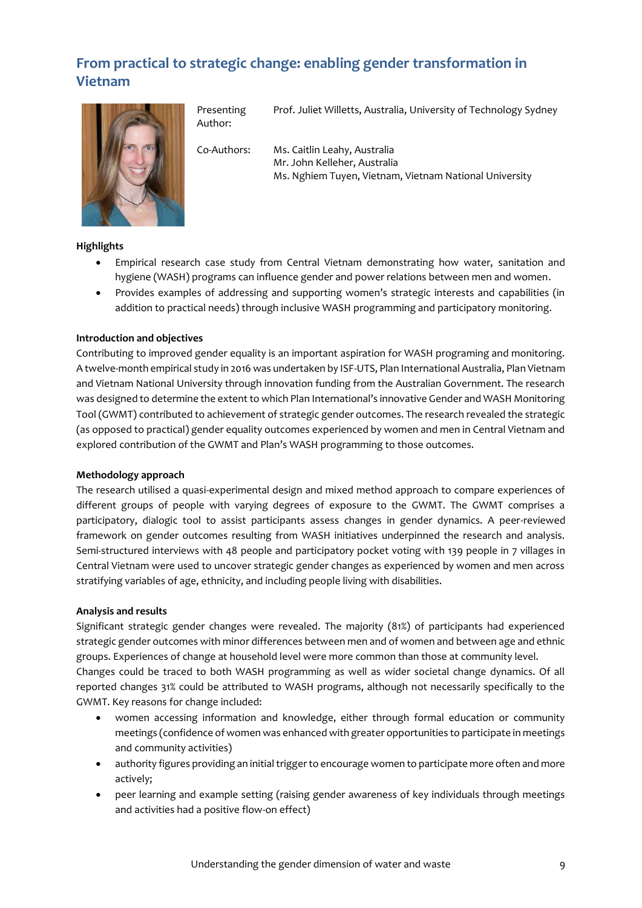## From practical to strategic change: enabling gender transformation in Vietnam

| | |
|---|---|
| Presenting Author: | Prof. Juliet Willetts, Australia, University of Technology Sydney |
| Co-Authors: | Ms. Caitlin Leahy, Australia<br>Mr. John Kelleher, Australia<br>Ms. Nghiem Tuyen, Vietnam, Vietnam National University |

**Highlights**

- Empirical research case study from Central Vietnam demonstrating how water, sanitation and hygiene (WASH) programs can influence gender and power relations between men and women.
- Provides examples of addressing and supporting women's strategic interests and capabilities (in addition to practical needs) through inclusive WASH programming and participatory monitoring.

**Introduction and objectives**

Contributing to improved gender equality is an important aspiration for WASH programing and monitoring. A twelve-month empirical study in 2016 was undertaken by ISF-UTS, Plan International Australia, Plan Vietnam and Vietnam National University through innovation funding from the Australian Government. The research was designed to determine the extent to which Plan International's innovative Gender and WASH Monitoring Tool (GWMT) contributed to achievement of strategic gender outcomes. The research revealed the strategic (as opposed to practical) gender equality outcomes experienced by women and men in Central Vietnam and explored contribution of the GWMT and Plan's WASH programming to those outcomes.

**Methodology approach**

The research utilised a quasi-experimental design and mixed method approach to compare experiences of different groups of people with varying degrees of exposure to the GWMT. The GWMT comprises a participatory, dialogic tool to assist participants assess changes in gender dynamics. A peer-reviewed framework on gender outcomes resulting from WASH initiatives underpinned the research and analysis. Semi-structured interviews with 48 people and participatory pocket voting with 139 people in 7 villages in Central Vietnam were used to uncover strategic gender changes as experienced by women and men across stratifying variables of age, ethnicity, and including people living with disabilities.

**Analysis and results**

Significant strategic gender changes were revealed. The majority (81%) of participants had experienced strategic gender outcomes with minor differences between men and of women and between age and ethnic groups. Experiences of change at household level were more common than those at community level. Changes could be traced to both WASH programming as well as wider societal change dynamics. Of all reported changes 31% could be attributed to WASH programs, although not necessarily specifically to the GWMT. Key reasons for change included:

- women accessing information and knowledge, either through formal education or community meetings (confidence of women was enhanced with greater opportunities to participate in meetings and community activities)
- authority figures providing an initial trigger to encourage women to participate more often and more actively;
- peer learning and example setting (raising gender awareness of key individuals through meetings and activities had a positive flow-on effect)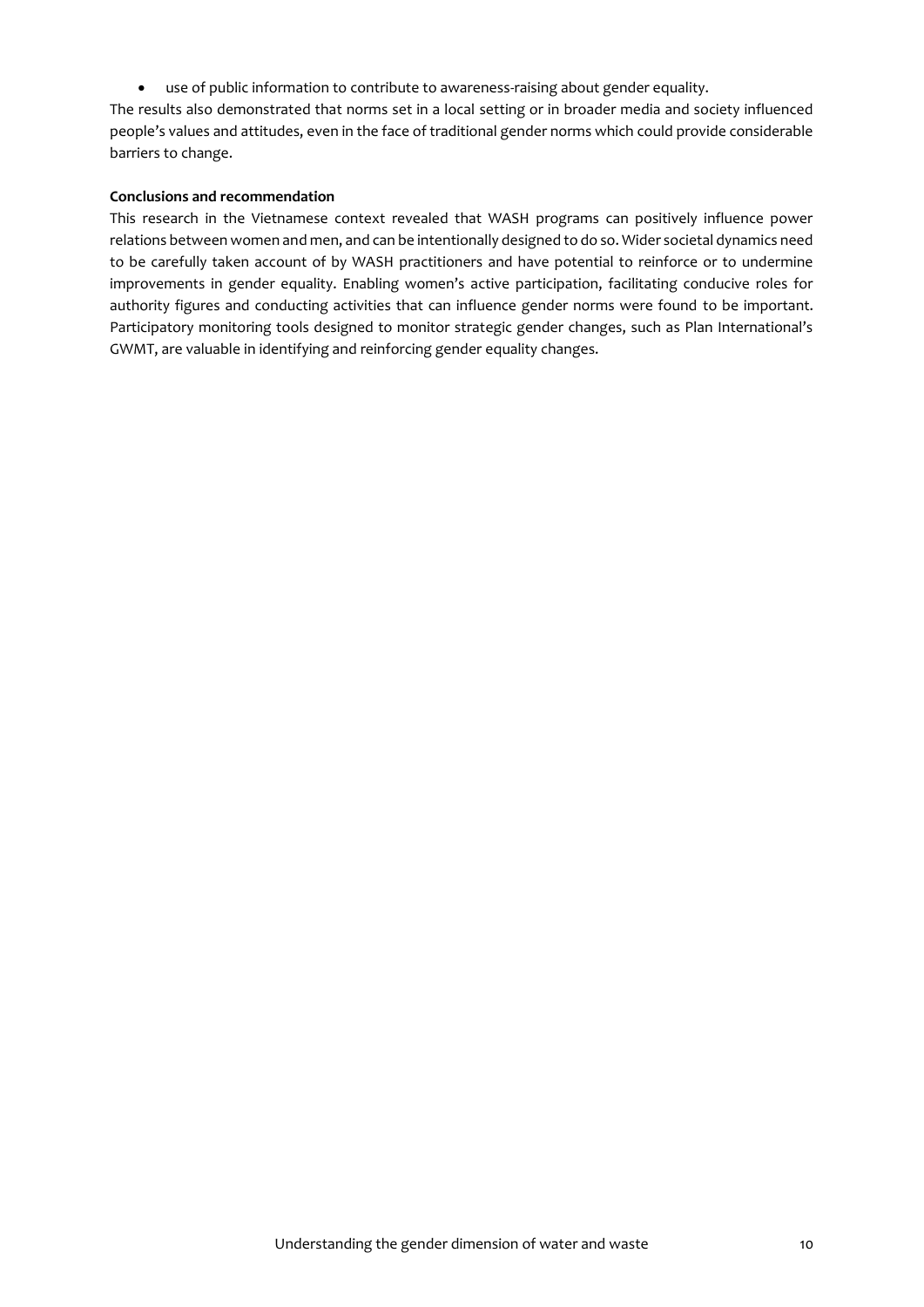- use of public information to contribute to awareness-raising about gender equality.

The results also demonstrated that norms set in a local setting or in broader media and society influenced people's values and attitudes, even in the face of traditional gender norms which could provide considerable barriers to change.

**Conclusions and recommendation**

This research in the Vietnamese context revealed that WASH programs can positively influence power relations between women and men, and can be intentionally designed to do so. Wider societal dynamics need to be carefully taken account of by WASH practitioners and have potential to reinforce or to undermine improvements in gender equality. Enabling women's active participation, facilitating conducive roles for authority figures and conducting activities that can influence gender norms were found to be important. Participatory monitoring tools designed to monitor strategic gender changes, such as Plan International's GWMT, are valuable in identifying and reinforcing gender equality changes.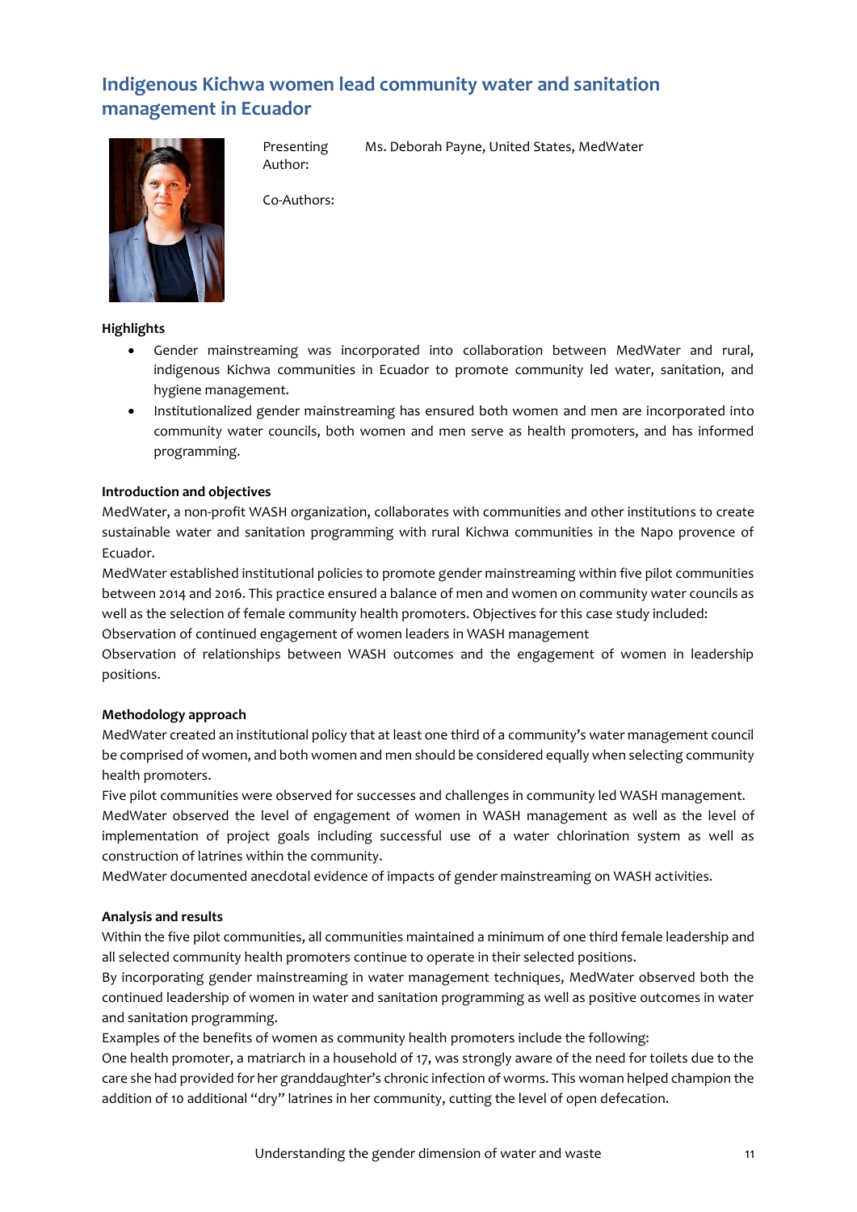## Indigenous Kichwa women lead community water and sanitation management in Ecuador

Presenting Author: Ms. Deborah Payne, United States, MedWater

Co-Authors:

**Highlights**

- Gender mainstreaming was incorporated into collaboration between MedWater and rural, indigenous Kichwa communities in Ecuador to promote community led water, sanitation, and hygiene management.
- Institutionalized gender mainstreaming has ensured both women and men are incorporated into community water councils, both women and men serve as health promoters, and has informed programming.

**Introduction and objectives**

MedWater, a non-profit WASH organization, collaborates with communities and other institutions to create sustainable water and sanitation programming with rural Kichwa communities in the Napo provence of Ecuador.

MedWater established institutional policies to promote gender mainstreaming within five pilot communities between 2014 and 2016. This practice ensured a balance of men and women on community water councils as well as the selection of female community health promoters. Objectives for this case study included:

Observation of continued engagement of women leaders in WASH management

Observation of relationships between WASH outcomes and the engagement of women in leadership positions.

**Methodology approach**

MedWater created an institutional policy that at least one third of a community's water management council be comprised of women, and both women and men should be considered equally when selecting community health promoters.

Five pilot communities were observed for successes and challenges in community led WASH management.

MedWater observed the level of engagement of women in WASH management as well as the level of implementation of project goals including successful use of a water chlorination system as well as construction of latrines within the community.

MedWater documented anecdotal evidence of impacts of gender mainstreaming on WASH activities.

**Analysis and results**

Within the five pilot communities, all communities maintained a minimum of one third female leadership and all selected community health promoters continue to operate in their selected positions.

By incorporating gender mainstreaming in water management techniques, MedWater observed both the continued leadership of women in water and sanitation programming as well as positive outcomes in water and sanitation programming.

Examples of the benefits of women as community health promoters include the following:

One health promoter, a matriarch in a household of 17, was strongly aware of the need for toilets due to the care she had provided for her granddaughter's chronic infection of worms. This woman helped champion the addition of 10 additional "dry" latrines in her community, cutting the level of open defecation.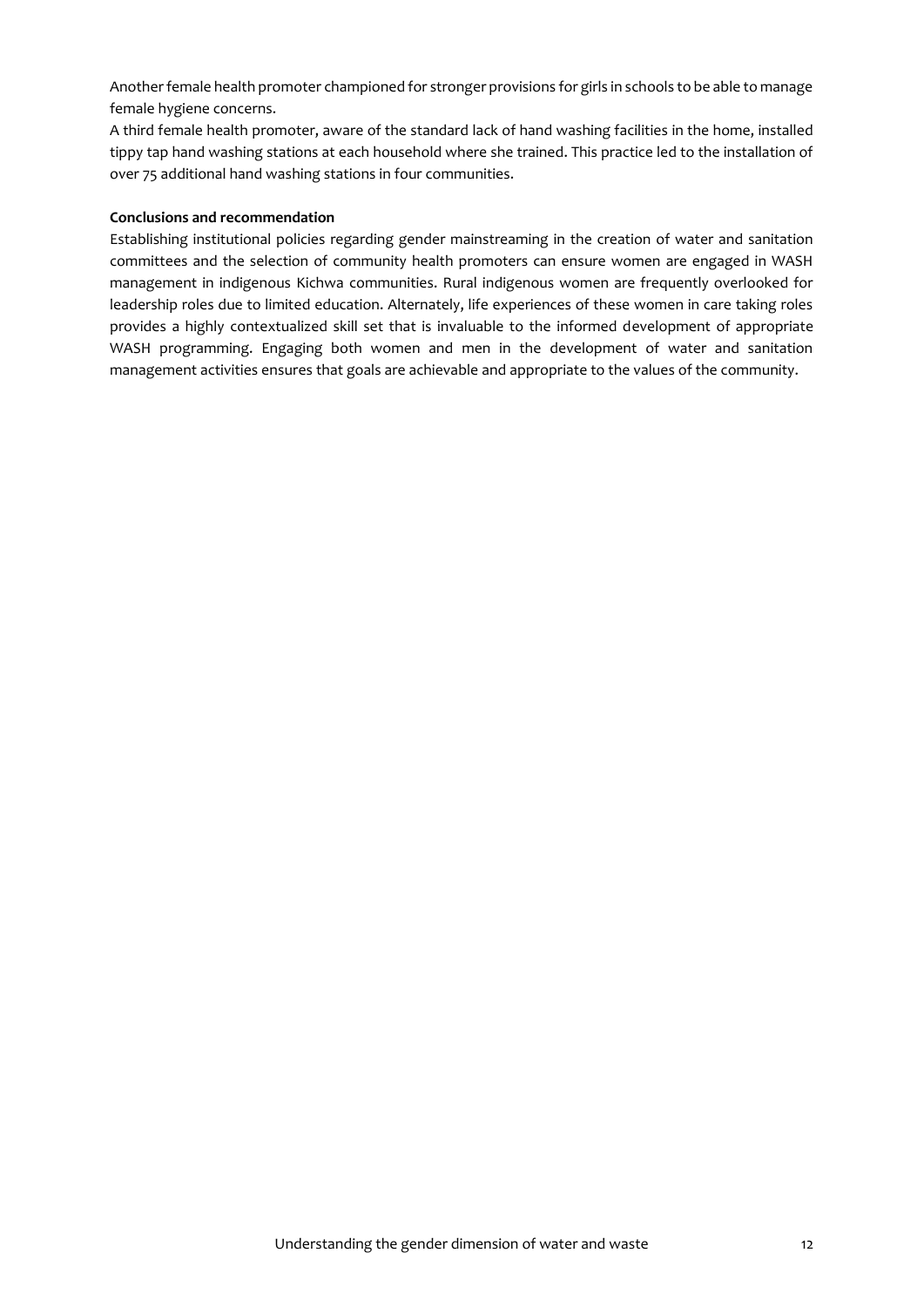Another female health promoter championed for stronger provisions for girls in schools to be able to manage female hygiene concerns.

A third female health promoter, aware of the standard lack of hand washing facilities in the home, installed tippy tap hand washing stations at each household where she trained. This practice led to the installation of over 75 additional hand washing stations in four communities.

**Conclusions and recommendation**

Establishing institutional policies regarding gender mainstreaming in the creation of water and sanitation committees and the selection of community health promoters can ensure women are engaged in WASH management in indigenous Kichwa communities. Rural indigenous women are frequently overlooked for leadership roles due to limited education. Alternately, life experiences of these women in care taking roles provides a highly contextualized skill set that is invaluable to the informed development of appropriate WASH programming. Engaging both women and men in the development of water and sanitation management activities ensures that goals are achievable and appropriate to the values of the community.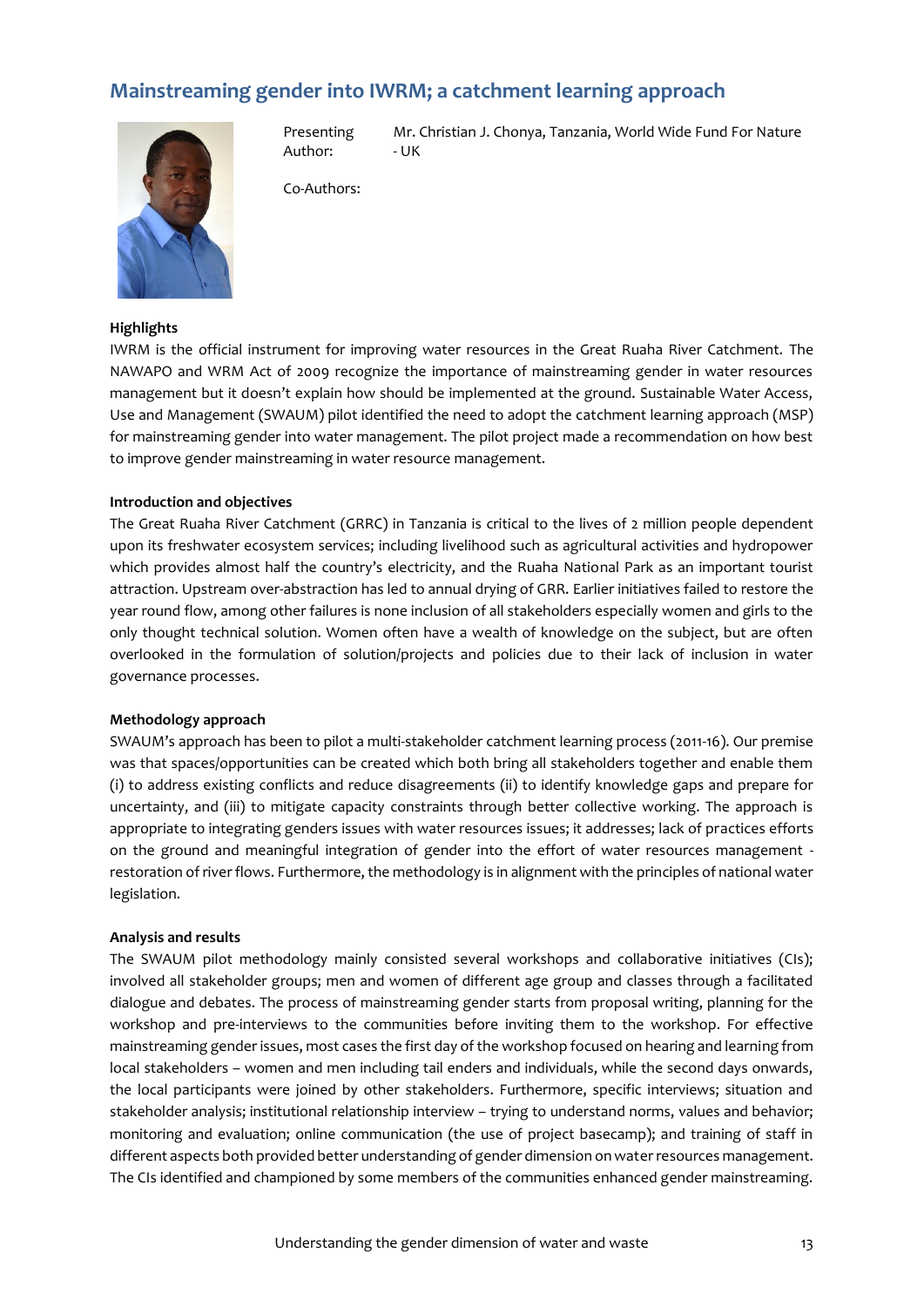## Mainstreaming gender into IWRM; a catchment learning approach

Presenting Author: Mr. Christian J. Chonya, Tanzania, World Wide Fund For Nature - UK

Co-Authors:

**Highlights**

IWRM is the official instrument for improving water resources in the Great Ruaha River Catchment. The NAWAPO and WRM Act of 2009 recognize the importance of mainstreaming gender in water resources management but it doesn't explain how should be implemented at the ground. Sustainable Water Access, Use and Management (SWAUM) pilot identified the need to adopt the catchment learning approach (MSP) for mainstreaming gender into water management. The pilot project made a recommendation on how best to improve gender mainstreaming in water resource management.

**Introduction and objectives**

The Great Ruaha River Catchment (GRRC) in Tanzania is critical to the lives of 2 million people dependent upon its freshwater ecosystem services; including livelihood such as agricultural activities and hydropower which provides almost half the country's electricity, and the Ruaha National Park as an important tourist attraction. Upstream over-abstraction has led to annual drying of GRR. Earlier initiatives failed to restore the year round flow, among other failures is none inclusion of all stakeholders especially women and girls to the only thought technical solution. Women often have a wealth of knowledge on the subject, but are often overlooked in the formulation of solution/projects and policies due to their lack of inclusion in water governance processes.

**Methodology approach**

SWAUM's approach has been to pilot a multi-stakeholder catchment learning process (2011-16). Our premise was that spaces/opportunities can be created which both bring all stakeholders together and enable them (i) to address existing conflicts and reduce disagreements (ii) to identify knowledge gaps and prepare for uncertainty, and (iii) to mitigate capacity constraints through better collective working. The approach is appropriate to integrating genders issues with water resources issues; it addresses; lack of practices efforts on the ground and meaningful integration of gender into the effort of water resources management - restoration of river flows. Furthermore, the methodology is in alignment with the principles of national water legislation.

**Analysis and results**

The SWAUM pilot methodology mainly consisted several workshops and collaborative initiatives (CIs); involved all stakeholder groups; men and women of different age group and classes through a facilitated dialogue and debates. The process of mainstreaming gender starts from proposal writing, planning for the workshop and pre-interviews to the communities before inviting them to the workshop. For effective mainstreaming gender issues, most cases the first day of the workshop focused on hearing and learning from local stakeholders – women and men including tail enders and individuals, while the second days onwards, the local participants were joined by other stakeholders. Furthermore, specific interviews; situation and stakeholder analysis; institutional relationship interview – trying to understand norms, values and behavior; monitoring and evaluation; online communication (the use of project basecamp); and training of staff in different aspects both provided better understanding of gender dimension on water resources management. The CIs identified and championed by some members of the communities enhanced gender mainstreaming.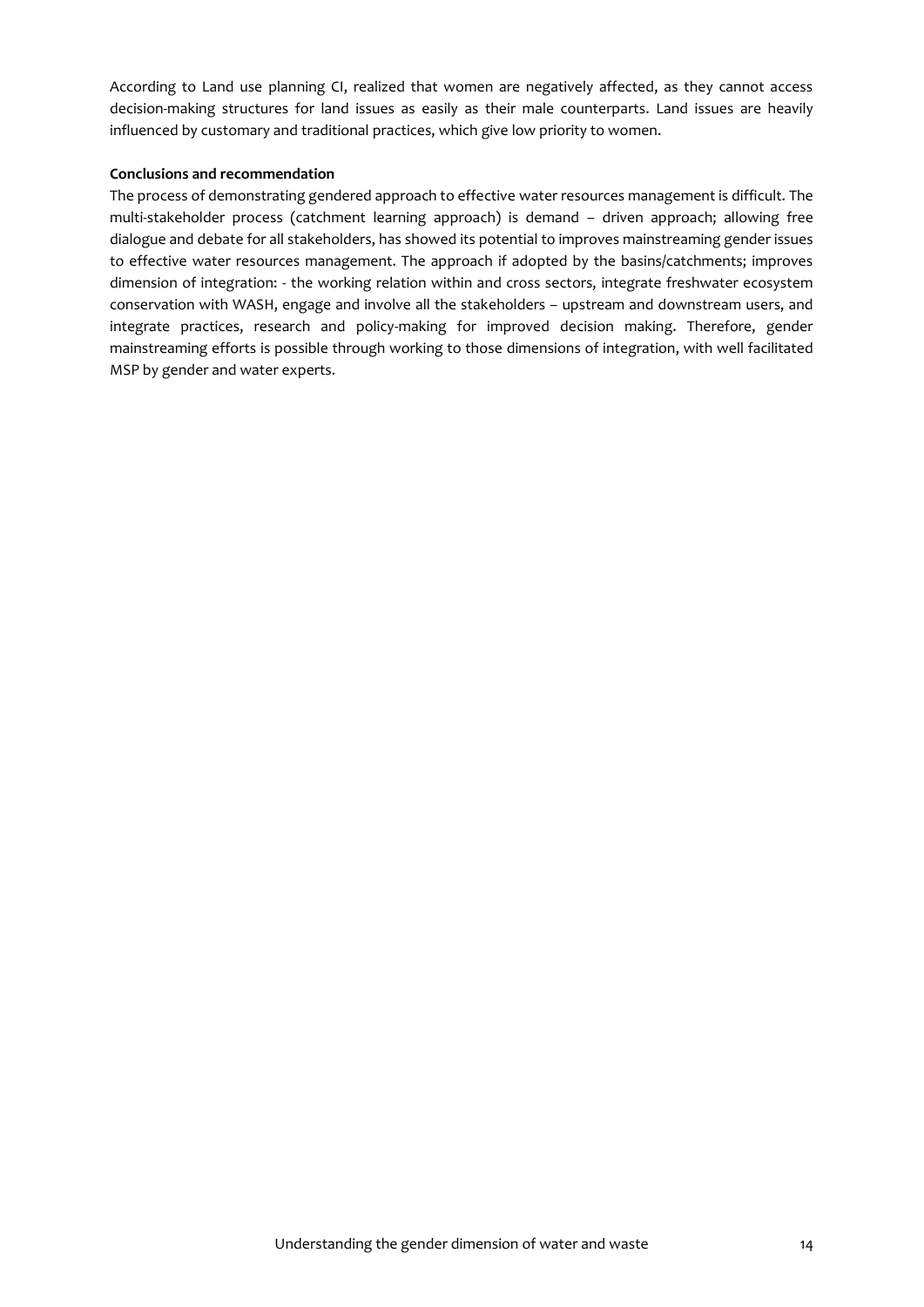According to Land use planning CI, realized that women are negatively affected, as they cannot access decision-making structures for land issues as easily as their male counterparts. Land issues are heavily influenced by customary and traditional practices, which give low priority to women.

**Conclusions and recommendation**

The process of demonstrating gendered approach to effective water resources management is difficult. The multi-stakeholder process (catchment learning approach) is demand – driven approach; allowing free dialogue and debate for all stakeholders, has showed its potential to improves mainstreaming gender issues to effective water resources management. The approach if adopted by the basins/catchments; improves dimension of integration: - the working relation within and cross sectors, integrate freshwater ecosystem conservation with WASH, engage and involve all the stakeholders – upstream and downstream users, and integrate practices, research and policy-making for improved decision making. Therefore, gender mainstreaming efforts is possible through working to those dimensions of integration, with well facilitated MSP by gender and water experts.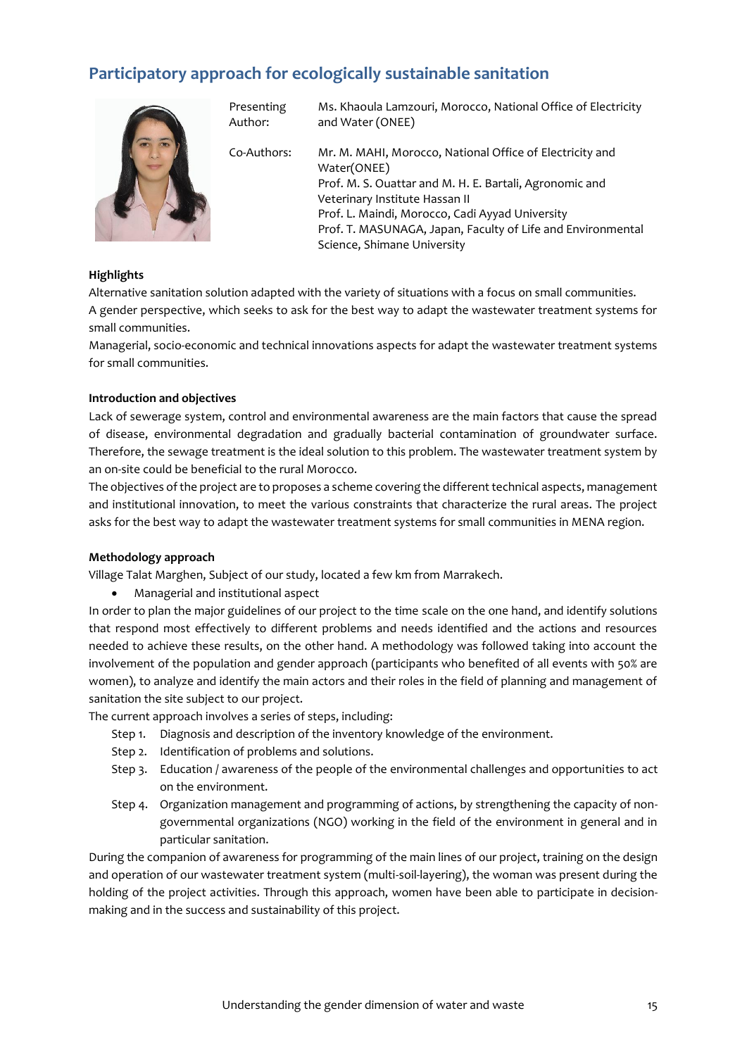## Participatory approach for ecologically sustainable sanitation

| | |
|---|---|
| Presenting Author: | Ms. Khaoula Lamzouri, Morocco, National Office of Electricity and Water (ONEE) |
| Co-Authors: | Mr. M. MAHI, Morocco, National Office of Electricity and Water(ONEE)<br>Prof. M. S. Ouattar and M. H. E. Bartali, Agronomic and Veterinary Institute Hassan II<br>Prof. L. Maindi, Morocco, Cadi Ayyad University<br>Prof. T. MASUNAGA, Japan, Faculty of Life and Environmental Science, Shimane University |

**Highlights**

Alternative sanitation solution adapted with the variety of situations with a focus on small communities.

A gender perspective, which seeks to ask for the best way to adapt the wastewater treatment systems for small communities.

Managerial, socio-economic and technical innovations aspects for adapt the wastewater treatment systems for small communities.

**Introduction and objectives**

Lack of sewerage system, control and environmental awareness are the main factors that cause the spread of disease, environmental degradation and gradually bacterial contamination of groundwater surface. Therefore, the sewage treatment is the ideal solution to this problem. The wastewater treatment system by an on-site could be beneficial to the rural Morocco.

The objectives of the project are to proposes a scheme covering the different technical aspects, management and institutional innovation, to meet the various constraints that characterize the rural areas. The project asks for the best way to adapt the wastewater treatment systems for small communities in MENA region.

**Methodology approach**

Village Talat Marghen, Subject of our study, located a few km from Marrakech.

- Managerial and institutional aspect

In order to plan the major guidelines of our project to the time scale on the one hand, and identify solutions that respond most effectively to different problems and needs identified and the actions and resources needed to achieve these results, on the other hand. A methodology was followed taking into account the involvement of the population and gender approach (participants who benefited of all events with 50% are women), to analyze and identify the main actors and their roles in the field of planning and management of sanitation the site subject to our project.

The current approach involves a series of steps, including:

- Step 1. Diagnosis and description of the inventory knowledge of the environment.
- Step 2. Identification of problems and solutions.
- Step 3. Education / awareness of the people of the environmental challenges and opportunities to act on the environment.
- Step 4. Organization management and programming of actions, by strengthening the capacity of non-governmental organizations (NGO) working in the field of the environment in general and in particular sanitation.

During the companion of awareness for programming of the main lines of our project, training on the design and operation of our wastewater treatment system (multi-soil-layering), the woman was present during the holding of the project activities. Through this approach, women have been able to participate in decision-making and in the success and sustainability of this project.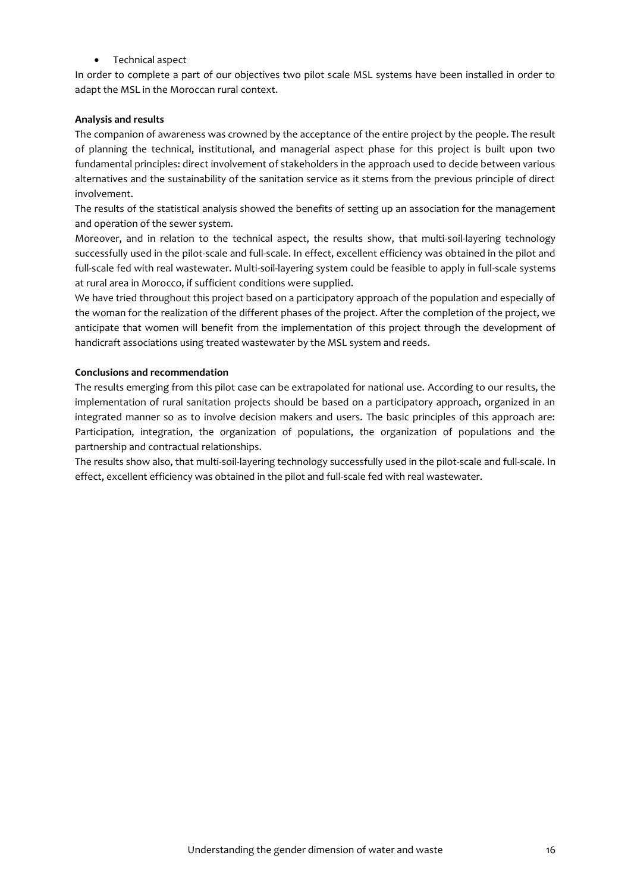- Technical aspect

In order to complete a part of our objectives two pilot scale MSL systems have been installed in order to adapt the MSL in the Moroccan rural context.

**Analysis and results**

The companion of awareness was crowned by the acceptance of the entire project by the people. The result of planning the technical, institutional, and managerial aspect phase for this project is built upon two fundamental principles: direct involvement of stakeholders in the approach used to decide between various alternatives and the sustainability of the sanitation service as it stems from the previous principle of direct involvement.

The results of the statistical analysis showed the benefits of setting up an association for the management and operation of the sewer system.

Moreover, and in relation to the technical aspect, the results show, that multi-soil-layering technology successfully used in the pilot-scale and full-scale. In effect, excellent efficiency was obtained in the pilot and full-scale fed with real wastewater. Multi-soil-layering system could be feasible to apply in full-scale systems at rural area in Morocco, if sufficient conditions were supplied.

We have tried throughout this project based on a participatory approach of the population and especially of the woman for the realization of the different phases of the project. After the completion of the project, we anticipate that women will benefit from the implementation of this project through the development of handicraft associations using treated wastewater by the MSL system and reeds.

**Conclusions and recommendation**

The results emerging from this pilot case can be extrapolated for national use. According to our results, the implementation of rural sanitation projects should be based on a participatory approach, organized in an integrated manner so as to involve decision makers and users. The basic principles of this approach are: Participation, integration, the organization of populations, the organization of populations and the partnership and contractual relationships.

The results show also, that multi-soil-layering technology successfully used in the pilot-scale and full-scale. In effect, excellent efficiency was obtained in the pilot and full-scale fed with real wastewater.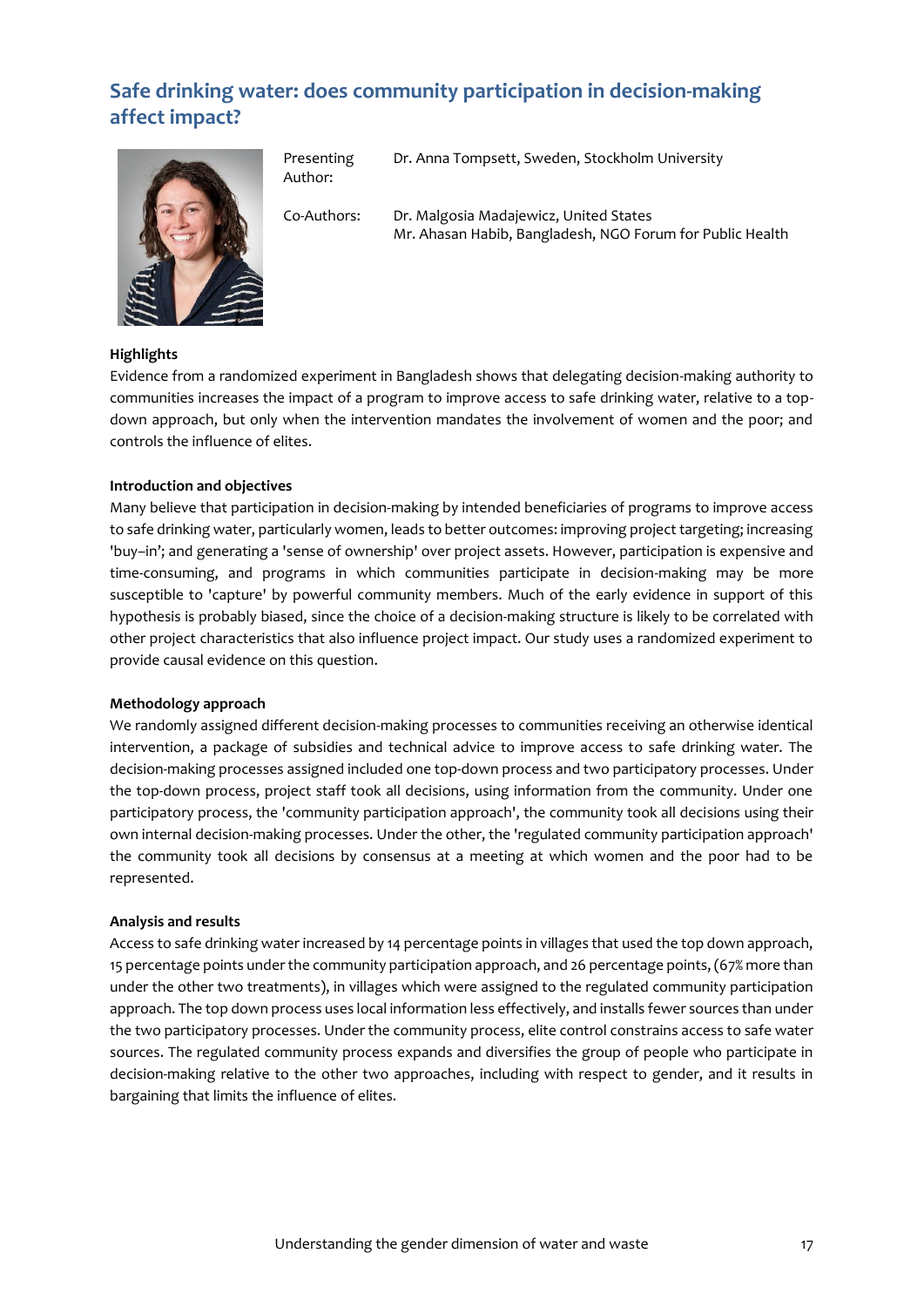# Safe drinking water: does community participation in decision-making affect impact?

Presenting Author: Dr. Anna Tompsett, Sweden, Stockholm University

Co-Authors: Dr. Malgosia Madajewicz, United States
Mr. Ahasan Habib, Bangladesh, NGO Forum for Public Health

**Highlights**

Evidence from a randomized experiment in Bangladesh shows that delegating decision-making authority to communities increases the impact of a program to improve access to safe drinking water, relative to a top-down approach, but only when the intervention mandates the involvement of women and the poor; and controls the influence of elites.

**Introduction and objectives**

Many believe that participation in decision-making by intended beneficiaries of programs to improve access to safe drinking water, particularly women, leads to better outcomes: improving project targeting; increasing 'buy–in'; and generating a 'sense of ownership' over project assets. However, participation is expensive and time-consuming, and programs in which communities participate in decision-making may be more susceptible to 'capture' by powerful community members. Much of the early evidence in support of this hypothesis is probably biased, since the choice of a decision-making structure is likely to be correlated with other project characteristics that also influence project impact. Our study uses a randomized experiment to provide causal evidence on this question.

**Methodology approach**

We randomly assigned different decision-making processes to communities receiving an otherwise identical intervention, a package of subsidies and technical advice to improve access to safe drinking water. The decision-making processes assigned included one top-down process and two participatory processes. Under the top-down process, project staff took all decisions, using information from the community. Under one participatory process, the 'community participation approach', the community took all decisions using their own internal decision-making processes. Under the other, the 'regulated community participation approach' the community took all decisions by consensus at a meeting at which women and the poor had to be represented.

**Analysis and results**

Access to safe drinking water increased by 14 percentage points in villages that used the top down approach, 15 percentage points under the community participation approach, and 26 percentage points, (67% more than under the other two treatments), in villages which were assigned to the regulated community participation approach. The top down process uses local information less effectively, and installs fewer sources than under the two participatory processes. Under the community process, elite control constrains access to safe water sources. The regulated community process expands and diversifies the group of people who participate in decision-making relative to the other two approaches, including with respect to gender, and it results in bargaining that limits the influence of elites.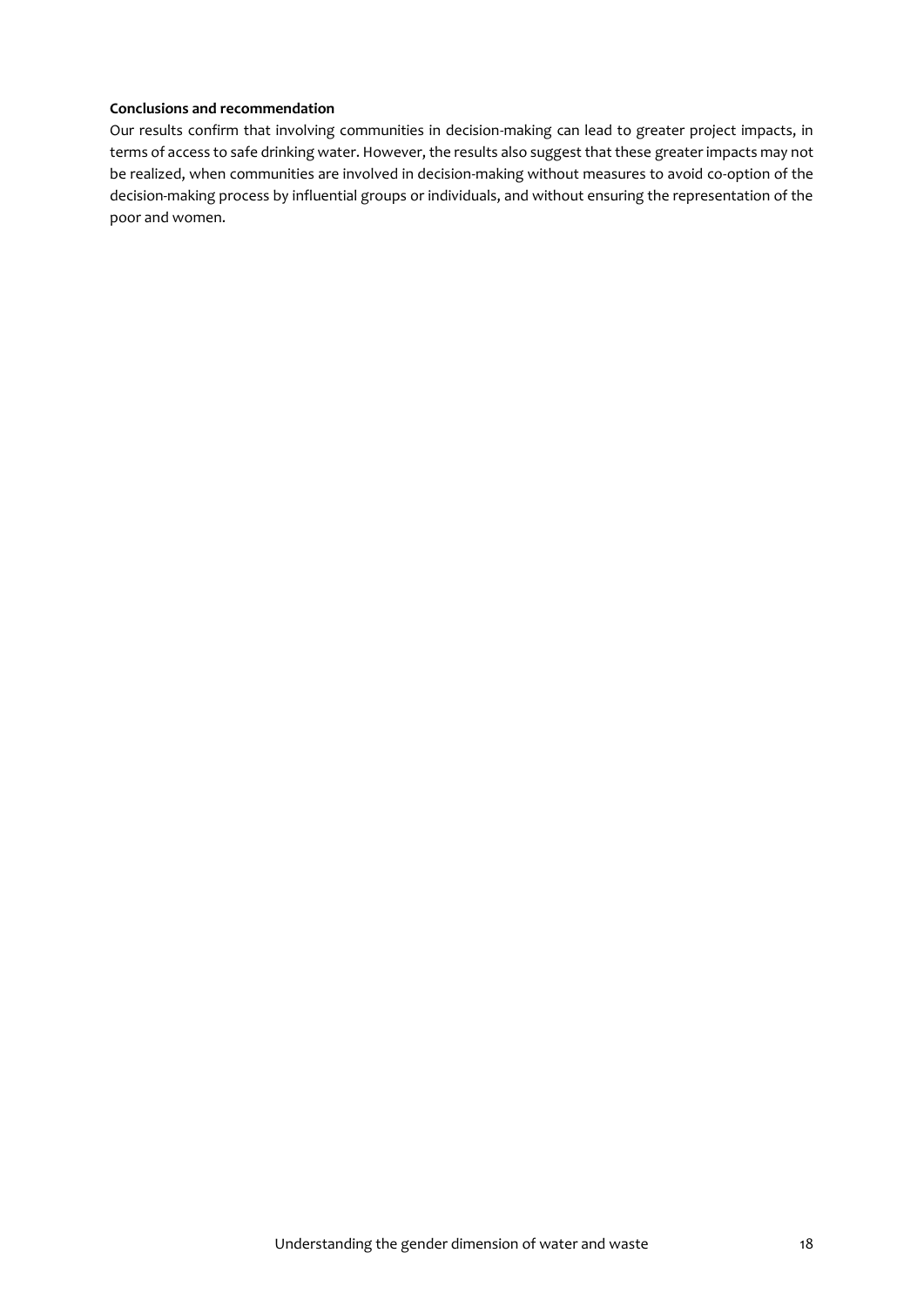**Conclusions and recommendation**

Our results confirm that involving communities in decision-making can lead to greater project impacts, in terms of access to safe drinking water. However, the results also suggest that these greater impacts may not be realized, when communities are involved in decision-making without measures to avoid co-option of the decision-making process by influential groups or individuals, and without ensuring the representation of the poor and women.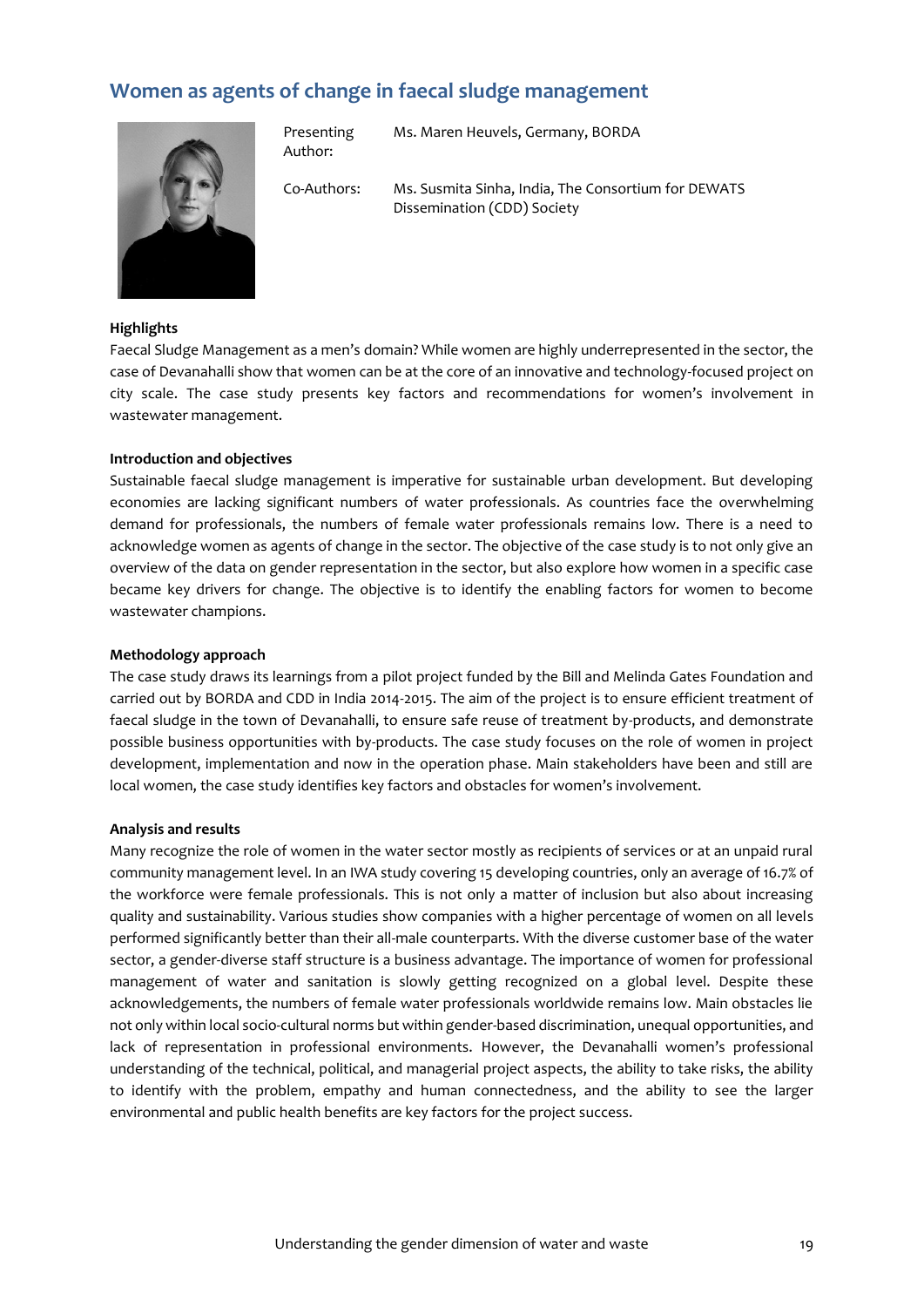## Women as agents of change in faecal sludge management

Presenting Author: Ms. Maren Heuvels, Germany, BORDA

Co-Authors: Ms. Susmita Sinha, India, The Consortium for DEWATS Dissemination (CDD) Society

**Highlights**

Faecal Sludge Management as a men's domain? While women are highly underrepresented in the sector, the case of Devanahalli show that women can be at the core of an innovative and technology-focused project on city scale. The case study presents key factors and recommendations for women's involvement in wastewater management.

**Introduction and objectives**

Sustainable faecal sludge management is imperative for sustainable urban development. But developing economies are lacking significant numbers of water professionals. As countries face the overwhelming demand for professionals, the numbers of female water professionals remains low. There is a need to acknowledge women as agents of change in the sector. The objective of the case study is to not only give an overview of the data on gender representation in the sector, but also explore how women in a specific case became key drivers for change. The objective is to identify the enabling factors for women to become wastewater champions.

**Methodology approach**

The case study draws its learnings from a pilot project funded by the Bill and Melinda Gates Foundation and carried out by BORDA and CDD in India 2014-2015. The aim of the project is to ensure efficient treatment of faecal sludge in the town of Devanahalli, to ensure safe reuse of treatment by-products, and demonstrate possible business opportunities with by-products. The case study focuses on the role of women in project development, implementation and now in the operation phase. Main stakeholders have been and still are local women, the case study identifies key factors and obstacles for women's involvement.

**Analysis and results**

Many recognize the role of women in the water sector mostly as recipients of services or at an unpaid rural community management level. In an IWA study covering 15 developing countries, only an average of 16.7% of the workforce were female professionals. This is not only a matter of inclusion but also about increasing quality and sustainability. Various studies show companies with a higher percentage of women on all levels performed significantly better than their all-male counterparts. With the diverse customer base of the water sector, a gender-diverse staff structure is a business advantage. The importance of women for professional management of water and sanitation is slowly getting recognized on a global level. Despite these acknowledgements, the numbers of female water professionals worldwide remains low. Main obstacles lie not only within local socio-cultural norms but within gender-based discrimination, unequal opportunities, and lack of representation in professional environments. However, the Devanahalli women's professional understanding of the technical, political, and managerial project aspects, the ability to take risks, the ability to identify with the problem, empathy and human connectedness, and the ability to see the larger environmental and public health benefits are key factors for the project success.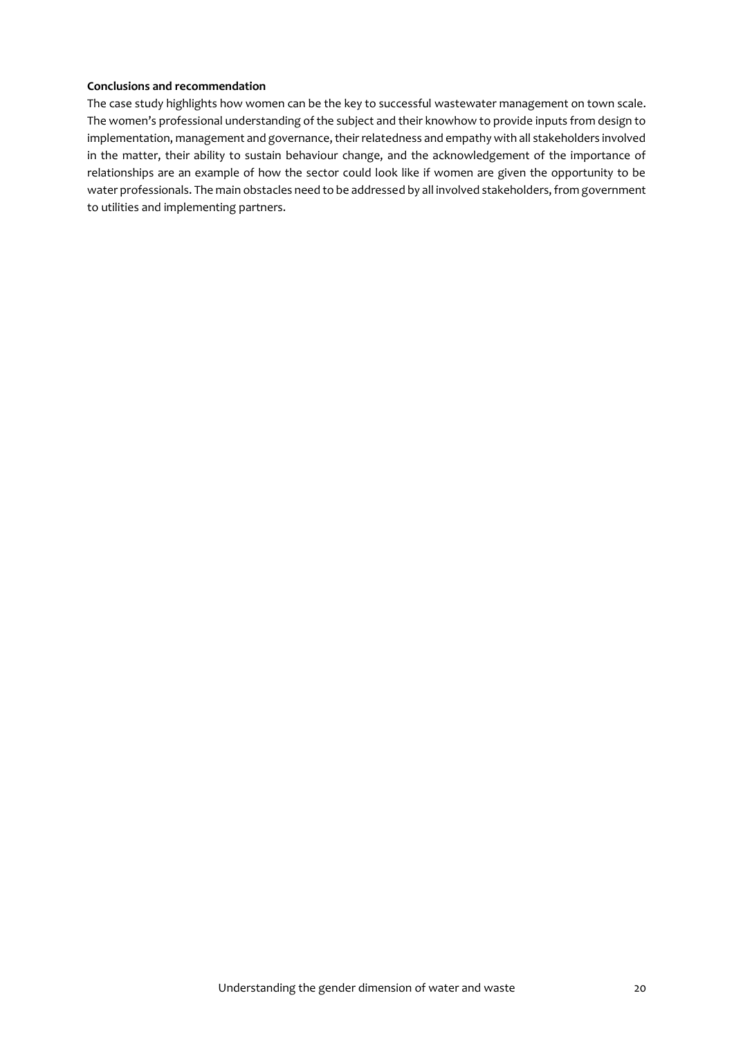**Conclusions and recommendation**

The case study highlights how women can be the key to successful wastewater management on town scale. The women's professional understanding of the subject and their knowhow to provide inputs from design to implementation, management and governance, their relatedness and empathy with all stakeholders involved in the matter, their ability to sustain behaviour change, and the acknowledgement of the importance of relationships are an example of how the sector could look like if women are given the opportunity to be water professionals. The main obstacles need to be addressed by all involved stakeholders, from government to utilities and implementing partners.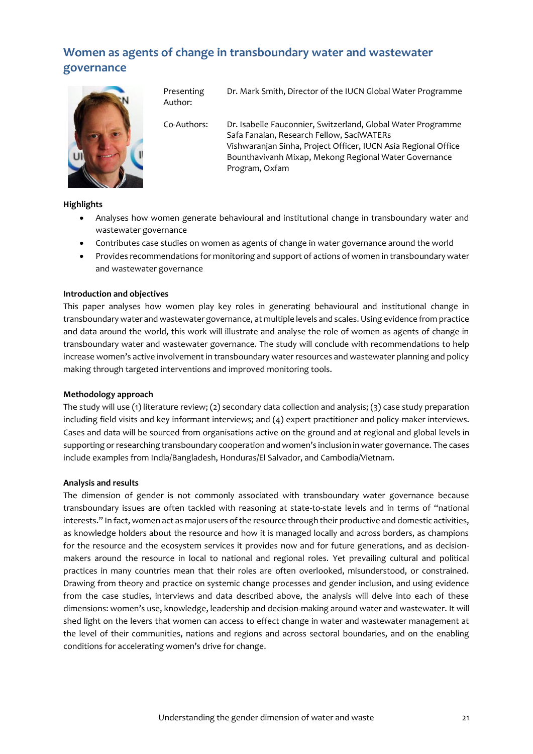## Women as agents of change in transboundary water and wastewater governance

| | |
|---|---|
| Presenting Author: | Dr. Mark Smith, Director of the IUCN Global Water Programme |
| Co-Authors: | Dr. Isabelle Fauconnier, Switzerland, Global Water Programme<br>Safa Fanaian, Research Fellow, SaciWATERs<br>Vishwaranjan Sinha, Project Officer, IUCN Asia Regional Office<br>Bounthavivanh Mixap, Mekong Regional Water Governance Program, Oxfam |

**Highlights**

- Analyses how women generate behavioural and institutional change in transboundary water and wastewater governance
- Contributes case studies on women as agents of change in water governance around the world
- Provides recommendations for monitoring and support of actions of women in transboundary water and wastewater governance

**Introduction and objectives**

This paper analyses how women play key roles in generating behavioural and institutional change in transboundary water and wastewater governance, at multiple levels and scales. Using evidence from practice and data around the world, this work will illustrate and analyse the role of women as agents of change in transboundary water and wastewater governance. The study will conclude with recommendations to help increase women's active involvement in transboundary water resources and wastewater planning and policy making through targeted interventions and improved monitoring tools.

**Methodology approach**

The study will use (1) literature review; (2) secondary data collection and analysis; (3) case study preparation including field visits and key informant interviews; and (4) expert practitioner and policy-maker interviews. Cases and data will be sourced from organisations active on the ground and at regional and global levels in supporting or researching transboundary cooperation and women's inclusion in water governance. The cases include examples from India/Bangladesh, Honduras/El Salvador, and Cambodia/Vietnam.

**Analysis and results**

The dimension of gender is not commonly associated with transboundary water governance because transboundary issues are often tackled with reasoning at state-to-state levels and in terms of "national interests." In fact, women act as major users of the resource through their productive and domestic activities, as knowledge holders about the resource and how it is managed locally and across borders, as champions for the resource and the ecosystem services it provides now and for future generations, and as decision-makers around the resource in local to national and regional roles. Yet prevailing cultural and political practices in many countries mean that their roles are often overlooked, misunderstood, or constrained. Drawing from theory and practice on systemic change processes and gender inclusion, and using evidence from the case studies, interviews and data described above, the analysis will delve into each of these dimensions: women's use, knowledge, leadership and decision-making around water and wastewater. It will shed light on the levers that women can access to effect change in water and wastewater management at the level of their communities, nations and regions and across sectoral boundaries, and on the enabling conditions for accelerating women's drive for change.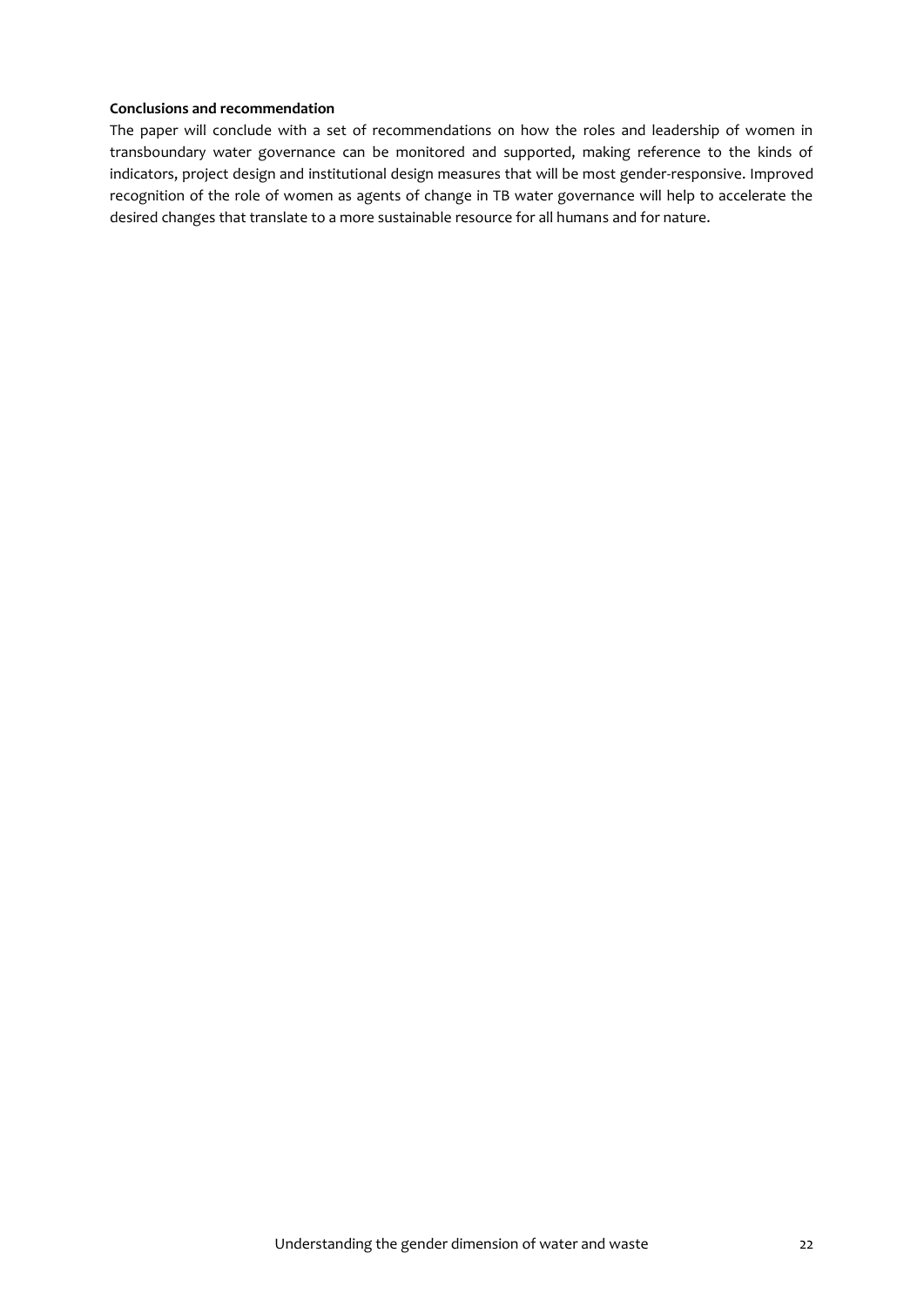**Conclusions and recommendation**

The paper will conclude with a set of recommendations on how the roles and leadership of women in transboundary water governance can be monitored and supported, making reference to the kinds of indicators, project design and institutional design measures that will be most gender-responsive. Improved recognition of the role of women as agents of change in TB water governance will help to accelerate the desired changes that translate to a more sustainable resource for all humans and for nature.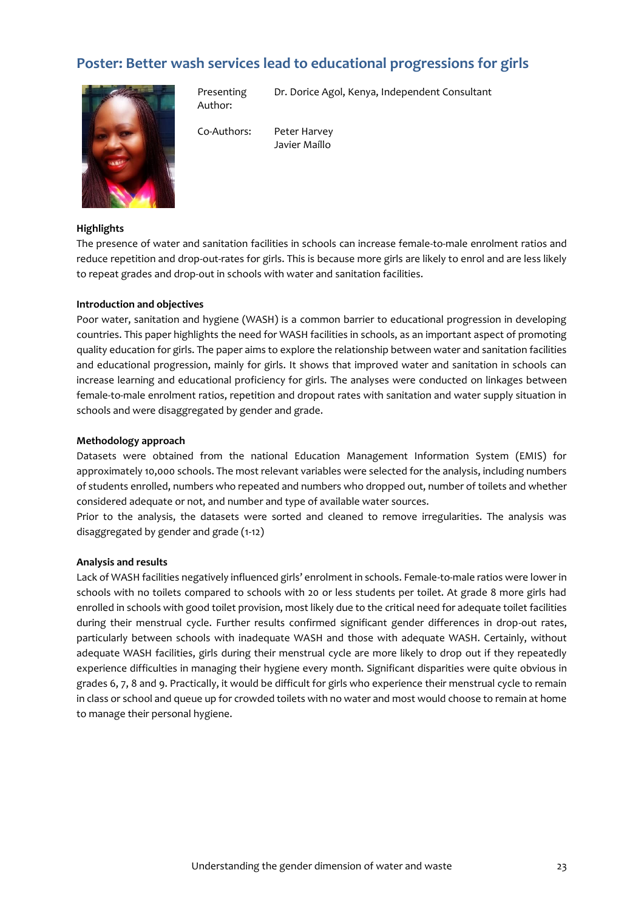## Poster: Better wash services lead to educational progressions for girls

Presenting Author: Dr. Dorice Agol, Kenya, Independent Consultant

Co-Authors: Peter Harvey
Javier Maíllo

**Highlights**

The presence of water and sanitation facilities in schools can increase female-to-male enrolment ratios and reduce repetition and drop-out-rates for girls. This is because more girls are likely to enrol and are less likely to repeat grades and drop-out in schools with water and sanitation facilities.

**Introduction and objectives**

Poor water, sanitation and hygiene (WASH) is a common barrier to educational progression in developing countries. This paper highlights the need for WASH facilities in schools, as an important aspect of promoting quality education for girls. The paper aims to explore the relationship between water and sanitation facilities and educational progression, mainly for girls. It shows that improved water and sanitation in schools can increase learning and educational proficiency for girls. The analyses were conducted on linkages between female-to-male enrolment ratios, repetition and dropout rates with sanitation and water supply situation in schools and were disaggregated by gender and grade.

**Methodology approach**

Datasets were obtained from the national Education Management Information System (EMIS) for approximately 10,000 schools. The most relevant variables were selected for the analysis, including numbers of students enrolled, numbers who repeated and numbers who dropped out, number of toilets and whether considered adequate or not, and number and type of available water sources.

Prior to the analysis, the datasets were sorted and cleaned to remove irregularities. The analysis was disaggregated by gender and grade (1-12)

**Analysis and results**

Lack of WASH facilities negatively influenced girls' enrolment in schools. Female-to-male ratios were lower in schools with no toilets compared to schools with 20 or less students per toilet. At grade 8 more girls had enrolled in schools with good toilet provision, most likely due to the critical need for adequate toilet facilities during their menstrual cycle. Further results confirmed significant gender differences in drop-out rates, particularly between schools with inadequate WASH and those with adequate WASH. Certainly, without adequate WASH facilities, girls during their menstrual cycle are more likely to drop out if they repeatedly experience difficulties in managing their hygiene every month. Significant disparities were quite obvious in grades 6, 7, 8 and 9. Practically, it would be difficult for girls who experience their menstrual cycle to remain in class or school and queue up for crowded toilets with no water and most would choose to remain at home to manage their personal hygiene.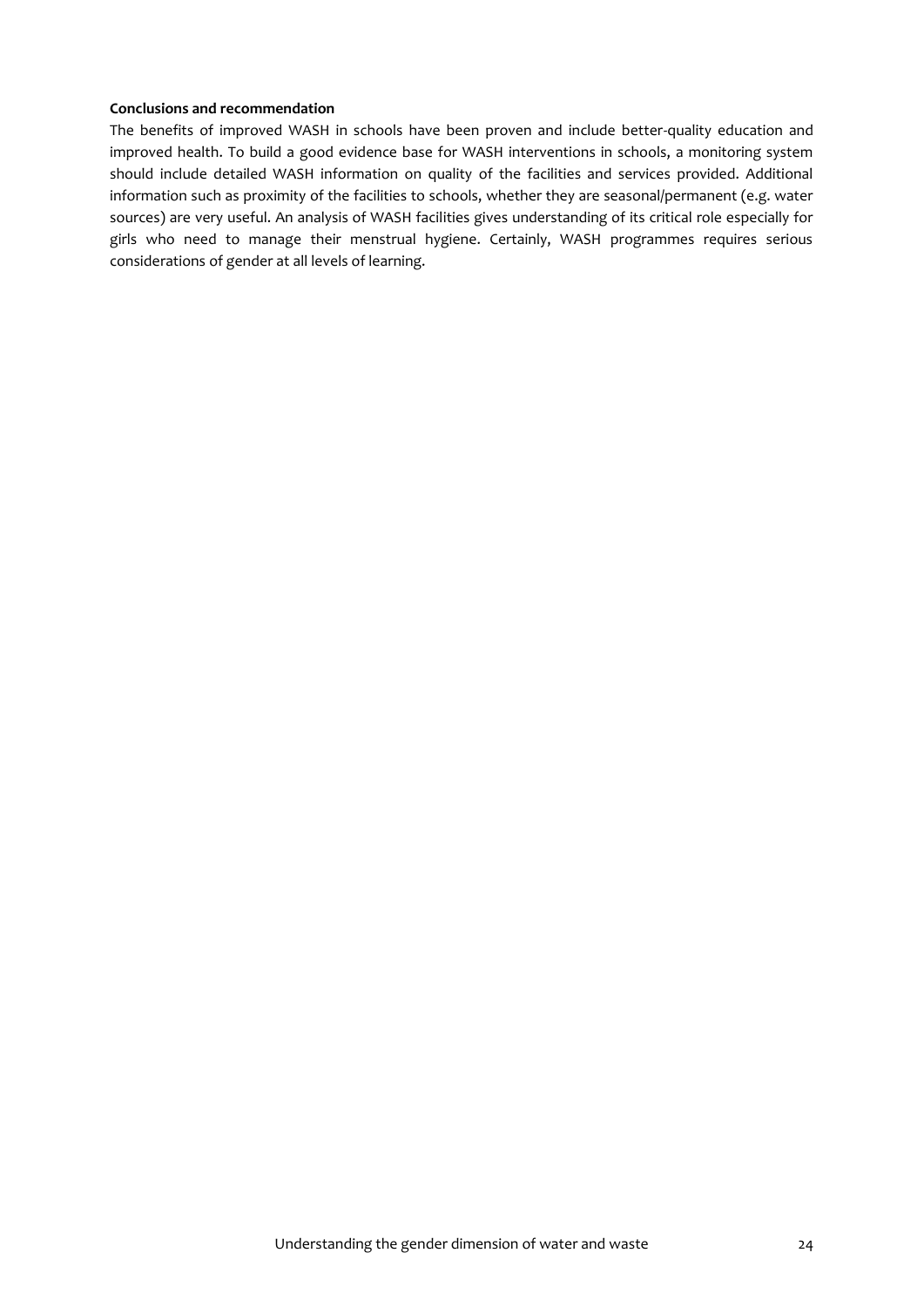**Conclusions and recommendation**

The benefits of improved WASH in schools have been proven and include better-quality education and improved health. To build a good evidence base for WASH interventions in schools, a monitoring system should include detailed WASH information on quality of the facilities and services provided. Additional information such as proximity of the facilities to schools, whether they are seasonal/permanent (e.g. water sources) are very useful. An analysis of WASH facilities gives understanding of its critical role especially for girls who need to manage their menstrual hygiene. Certainly, WASH programmes requires serious considerations of gender at all levels of learning.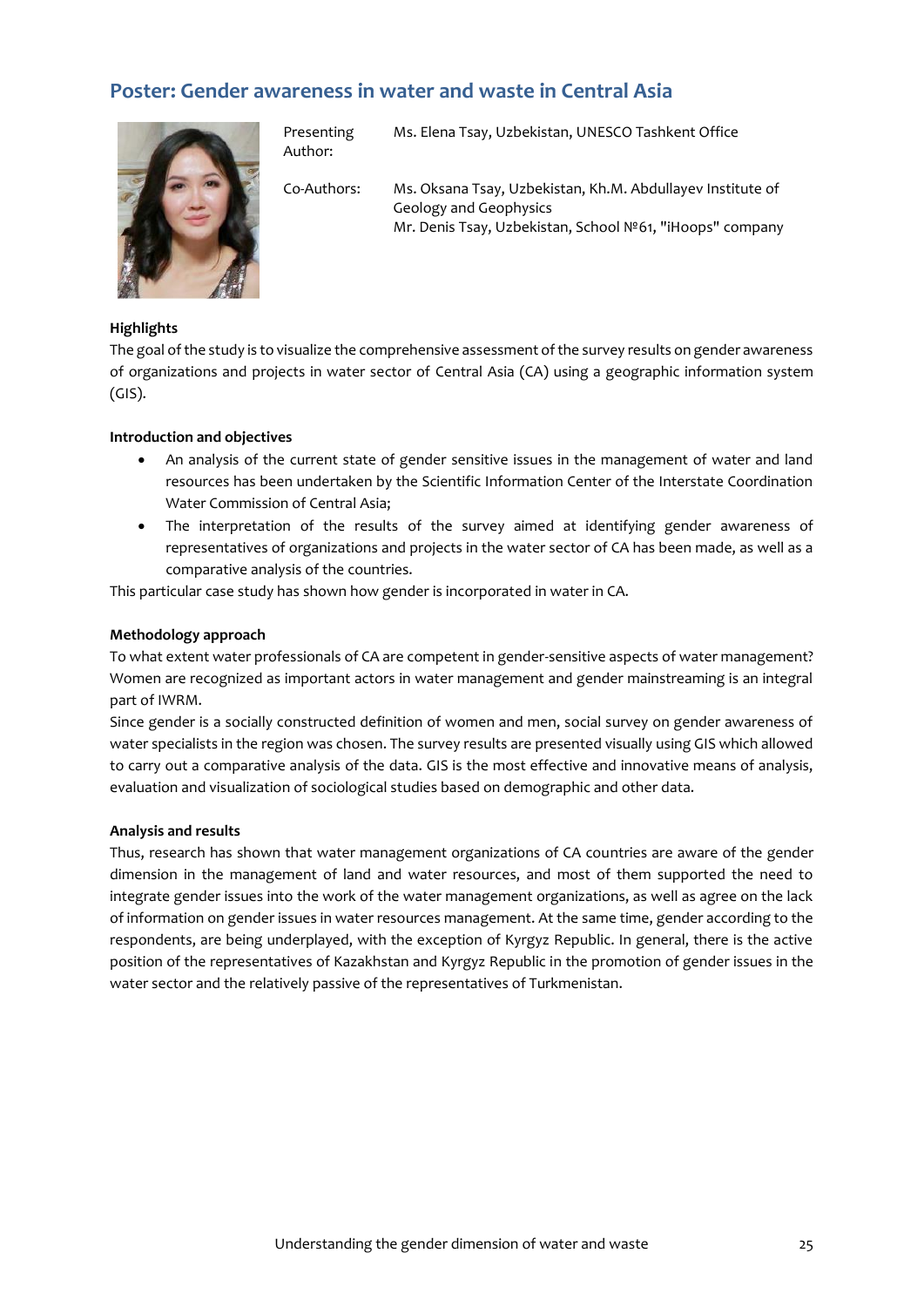## Poster: Gender awareness in water and waste in Central Asia

| | |
|---|---|
| Presenting Author: | Ms. Elena Tsay, Uzbekistan, UNESCO Tashkent Office |
| Co-Authors: | Ms. Oksana Tsay, Uzbekistan, Kh.M. Abdullayev Institute of Geology and Geophysics<br>Mr. Denis Tsay, Uzbekistan, School №61, "iHoops" company |

**Highlights**

The goal of the study is to visualize the comprehensive assessment of the survey results on gender awareness of organizations and projects in water sector of Central Asia (CA) using a geographic information system (GIS).

**Introduction and objectives**

- An analysis of the current state of gender sensitive issues in the management of water and land resources has been undertaken by the Scientific Information Center of the Interstate Coordination Water Commission of Central Asia;
- The interpretation of the results of the survey aimed at identifying gender awareness of representatives of organizations and projects in the water sector of CA has been made, as well as a comparative analysis of the countries.

This particular case study has shown how gender is incorporated in water in CA.

**Methodology approach**

To what extent water professionals of CA are competent in gender-sensitive aspects of water management? Women are recognized as important actors in water management and gender mainstreaming is an integral part of IWRM.

Since gender is a socially constructed definition of women and men, social survey on gender awareness of water specialists in the region was chosen. The survey results are presented visually using GIS which allowed to carry out a comparative analysis of the data. GIS is the most effective and innovative means of analysis, evaluation and visualization of sociological studies based on demographic and other data.

**Analysis and results**

Thus, research has shown that water management organizations of CA countries are aware of the gender dimension in the management of land and water resources, and most of them supported the need to integrate gender issues into the work of the water management organizations, as well as agree on the lack of information on gender issues in water resources management. At the same time, gender according to the respondents, are being underplayed, with the exception of Kyrgyz Republic. In general, there is the active position of the representatives of Kazakhstan and Kyrgyz Republic in the promotion of gender issues in the water sector and the relatively passive of the representatives of Turkmenistan.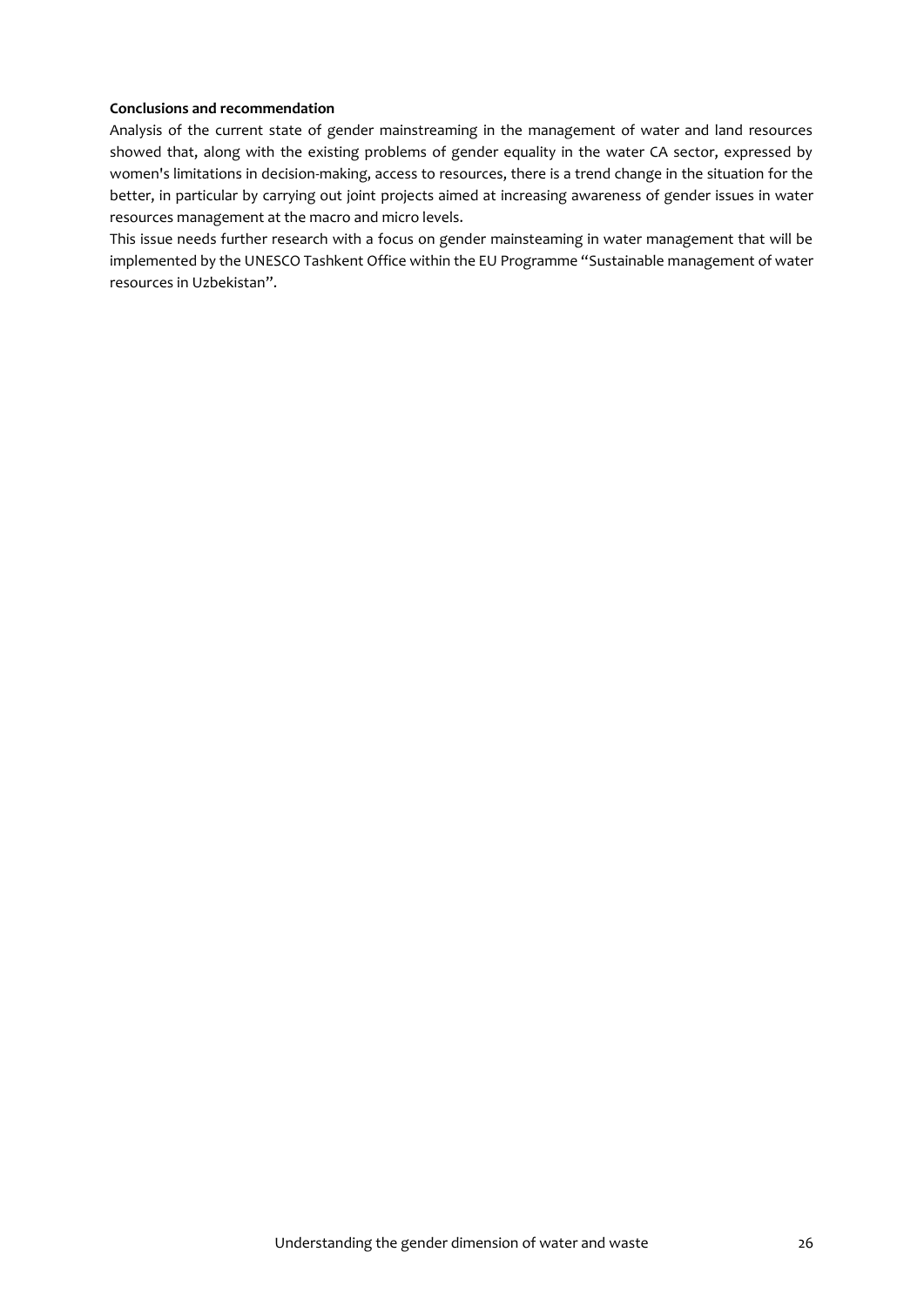**Conclusions and recommendation**

Analysis of the current state of gender mainstreaming in the management of water and land resources showed that, along with the existing problems of gender equality in the water CA sector, expressed by women's limitations in decision-making, access to resources, there is a trend change in the situation for the better, in particular by carrying out joint projects aimed at increasing awareness of gender issues in water resources management at the macro and micro levels.

This issue needs further research with a focus on gender mainsteaming in water management that will be implemented by the UNESCO Tashkent Office within the EU Programme "Sustainable management of water resources in Uzbekistan".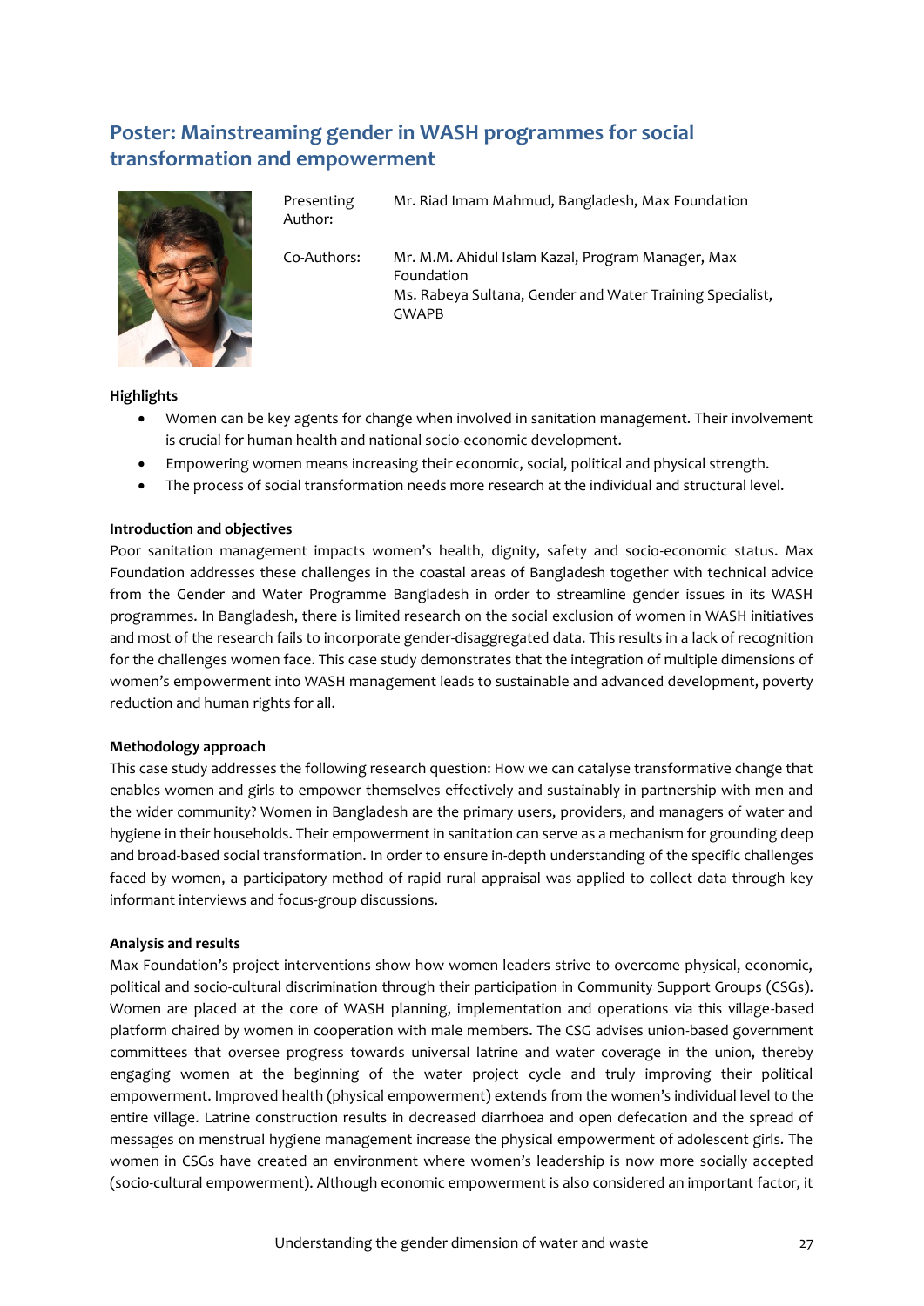## Poster: Mainstreaming gender in WASH programmes for social transformation and empowerment

| | |
|---|---|
| Presenting Author: | Mr. Riad Imam Mahmud, Bangladesh, Max Foundation |
| Co-Authors: | Mr. M.M. Ahidul Islam Kazal, Program Manager, Max Foundation<br>Ms. Rabeya Sultana, Gender and Water Training Specialist, GWAPB |

**Highlights**

- Women can be key agents for change when involved in sanitation management. Their involvement is crucial for human health and national socio-economic development.
- Empowering women means increasing their economic, social, political and physical strength.
- The process of social transformation needs more research at the individual and structural level.

**Introduction and objectives**

Poor sanitation management impacts women's health, dignity, safety and socio-economic status. Max Foundation addresses these challenges in the coastal areas of Bangladesh together with technical advice from the Gender and Water Programme Bangladesh in order to streamline gender issues in its WASH programmes. In Bangladesh, there is limited research on the social exclusion of women in WASH initiatives and most of the research fails to incorporate gender-disaggregated data. This results in a lack of recognition for the challenges women face. This case study demonstrates that the integration of multiple dimensions of women's empowerment into WASH management leads to sustainable and advanced development, poverty reduction and human rights for all.

**Methodology approach**

This case study addresses the following research question: How we can catalyse transformative change that enables women and girls to empower themselves effectively and sustainably in partnership with men and the wider community? Women in Bangladesh are the primary users, providers, and managers of water and hygiene in their households. Their empowerment in sanitation can serve as a mechanism for grounding deep and broad-based social transformation. In order to ensure in-depth understanding of the specific challenges faced by women, a participatory method of rapid rural appraisal was applied to collect data through key informant interviews and focus-group discussions.

**Analysis and results**

Max Foundation's project interventions show how women leaders strive to overcome physical, economic, political and socio-cultural discrimination through their participation in Community Support Groups (CSGs). Women are placed at the core of WASH planning, implementation and operations via this village-based platform chaired by women in cooperation with male members. The CSG advises union-based government committees that oversee progress towards universal latrine and water coverage in the union, thereby engaging women at the beginning of the water project cycle and truly improving their political empowerment. Improved health (physical empowerment) extends from the women's individual level to the entire village. Latrine construction results in decreased diarrhoea and open defecation and the spread of messages on menstrual hygiene management increase the physical empowerment of adolescent girls. The women in CSGs have created an environment where women's leadership is now more socially accepted (socio-cultural empowerment). Although economic empowerment is also considered an important factor, it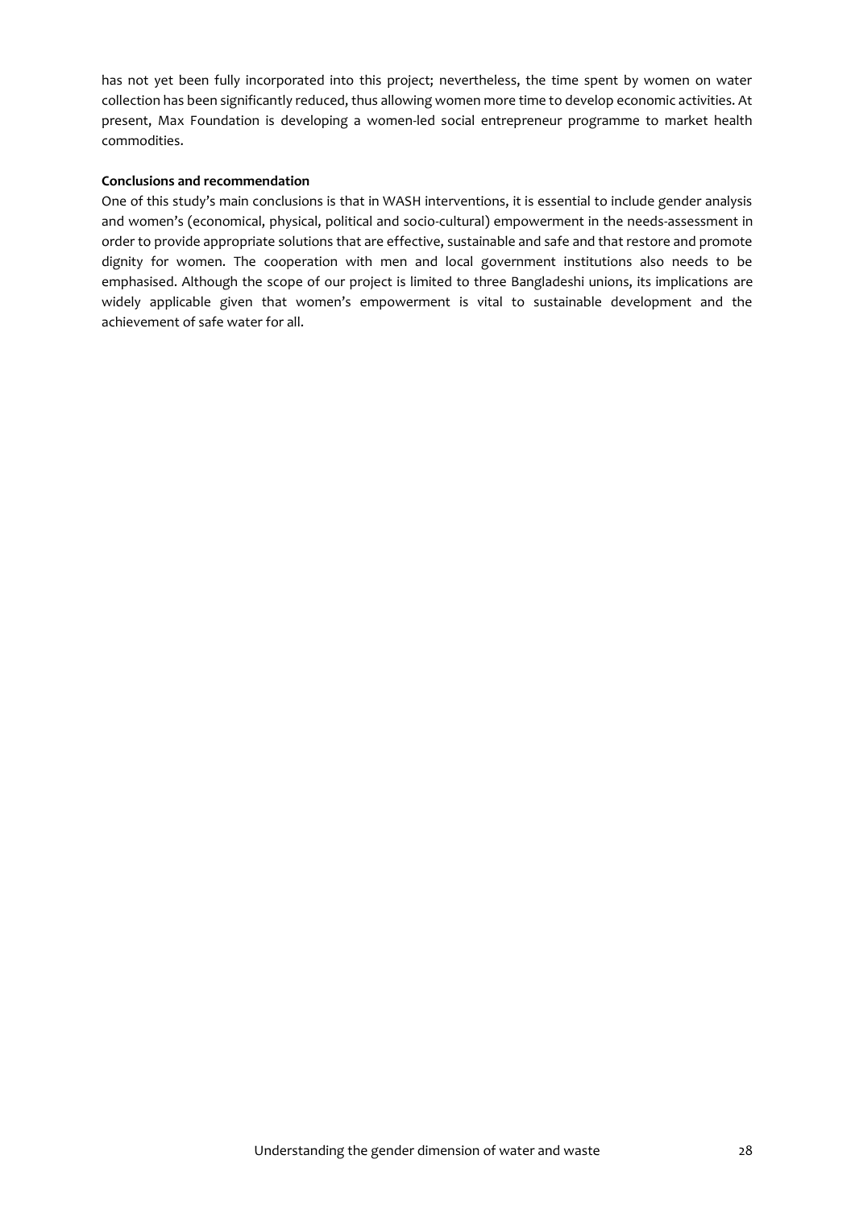has not yet been fully incorporated into this project; nevertheless, the time spent by women on water collection has been significantly reduced, thus allowing women more time to develop economic activities. At present, Max Foundation is developing a women-led social entrepreneur programme to market health commodities.

**Conclusions and recommendation**

One of this study's main conclusions is that in WASH interventions, it is essential to include gender analysis and women's (economical, physical, political and socio-cultural) empowerment in the needs-assessment in order to provide appropriate solutions that are effective, sustainable and safe and that restore and promote dignity for women. The cooperation with men and local government institutions also needs to be emphasised. Although the scope of our project is limited to three Bangladeshi unions, its implications are widely applicable given that women's empowerment is vital to sustainable development and the achievement of safe water for all.